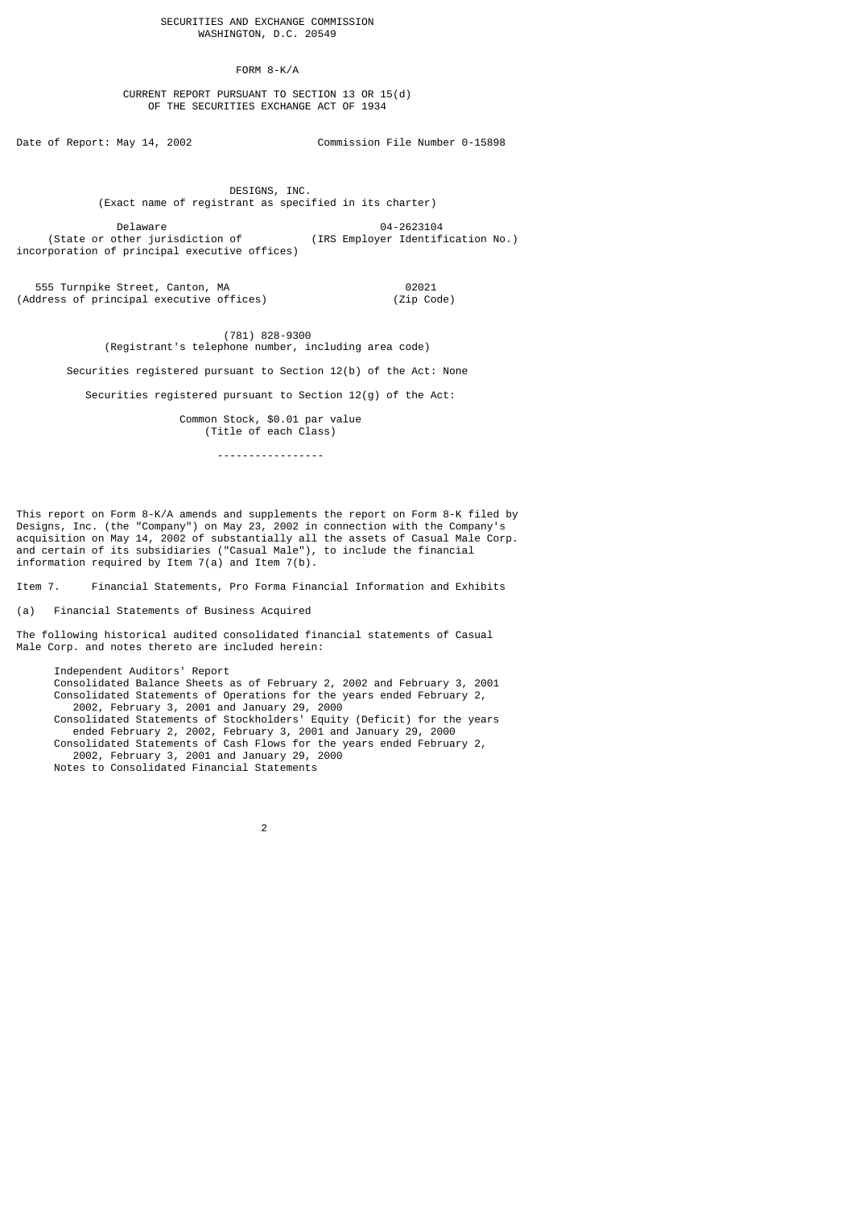SECURITIES AND EXCHANGE COMMISSION
WASHINGTON, D.C. 20549

# FORM 8-K/A

CURRENT REPORT PURSUANT TO SECTION 13 OR 15(d)
OF THE SECURITIES EXCHANGE ACT OF 1934

Date of Report: May 14, 2002 Commission File Number 0-15898

**DESIGNS, INC.**
(Exact name of registrant as specified in its charter)

| Delaware | 04-2623104 |
|---|---|
| (State or other jurisdiction of incorporation of principal executive offices) | (IRS Employer Identification No.) |

| 555 Turnpike Street, Canton, MA | 02021 |
|---|---|
| (Address of principal executive offices) | (Zip Code) |

(781) 828-9300
(Registrant's telephone number, including area code)

Securities registered pursuant to Section 12(b) of the Act: None

Securities registered pursuant to Section 12(g) of the Act:

Common Stock, $0.01 par value
(Title of each Class)

-----------------

This report on Form 8-K/A amends and supplements the report on Form 8-K filed by Designs, Inc. (the "Company") on May 23, 2002 in connection with the Company's acquisition on May 14, 2002 of substantially all the assets of Casual Male Corp. and certain of its subsidiaries ("Casual Male"), to include the financial information required by Item 7(a) and Item 7(b).

Item 7. Financial Statements, Pro Forma Financial Information and Exhibits

(a) Financial Statements of Business Acquired

The following historical audited consolidated financial statements of Casual Male Corp. and notes thereto are included herein:

- Independent Auditors' Report
- Consolidated Balance Sheets as of February 2, 2002 and February 3, 2001
- Consolidated Statements of Operations for the years ended February 2, 2002, February 3, 2001 and January 29, 2000
- Consolidated Statements of Stockholders' Equity (Deficit) for the years ended February 2, 2002, February 3, 2001 and January 29, 2000
- Consolidated Statements of Cash Flows for the years ended February 2, 2002, February 3, 2001 and January 29, 2000
- Notes to Consolidated Financial Statements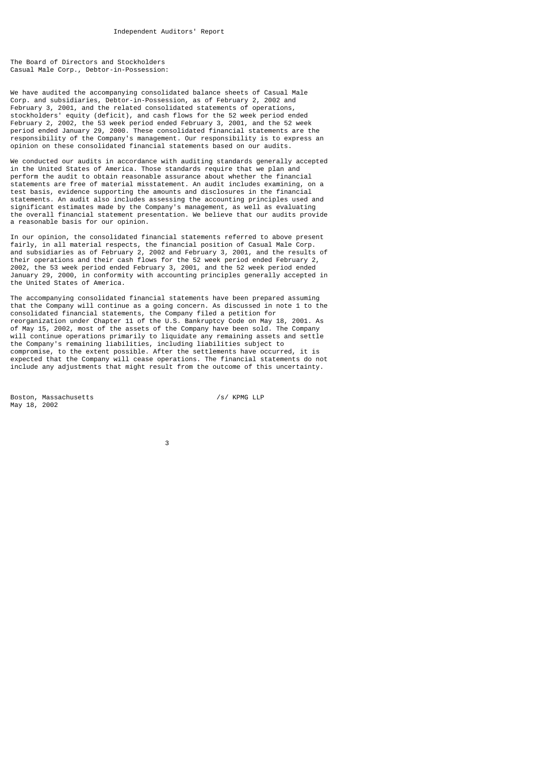# Independent Auditors' Report

The Board of Directors and Stockholders
Casual Male Corp., Debtor-in-Possession:

We have audited the accompanying consolidated balance sheets of Casual Male Corp. and subsidiaries, Debtor-in-Possession, as of February 2, 2002 and February 3, 2001, and the related consolidated statements of operations, stockholders' equity (deficit), and cash flows for the 52 week period ended February 2, 2002, the 53 week period ended February 3, 2001, and the 52 week period ended January 29, 2000. These consolidated financial statements are the responsibility of the Company's management. Our responsibility is to express an opinion on these consolidated financial statements based on our audits.

We conducted our audits in accordance with auditing standards generally accepted in the United States of America. Those standards require that we plan and perform the audit to obtain reasonable assurance about whether the financial statements are free of material misstatement. An audit includes examining, on a test basis, evidence supporting the amounts and disclosures in the financial statements. An audit also includes assessing the accounting principles used and significant estimates made by the Company's management, as well as evaluating the overall financial statement presentation. We believe that our audits provide a reasonable basis for our opinion.

In our opinion, the consolidated financial statements referred to above present fairly, in all material respects, the financial position of Casual Male Corp. and subsidiaries as of February 2, 2002 and February 3, 2001, and the results of their operations and their cash flows for the 52 week period ended February 2, 2002, the 53 week period ended February 3, 2001, and the 52 week period ended January 29, 2000, in conformity with accounting principles generally accepted in the United States of America.

The accompanying consolidated financial statements have been prepared assuming that the Company will continue as a going concern. As discussed in note 1 to the consolidated financial statements, the Company filed a petition for reorganization under Chapter 11 of the U.S. Bankruptcy Code on May 18, 2001. As of May 15, 2002, most of the assets of the Company have been sold. The Company will continue operations primarily to liquidate any remaining assets and settle the Company's remaining liabilities, including liabilities subject to compromise, to the extent possible. After the settlements have occurred, it is expected that the Company will cease operations. The financial statements do not include any adjustments that might result from the outcome of this uncertainty.

Boston, Massachusetts
May 18, 2002

/s/ KPMG LLP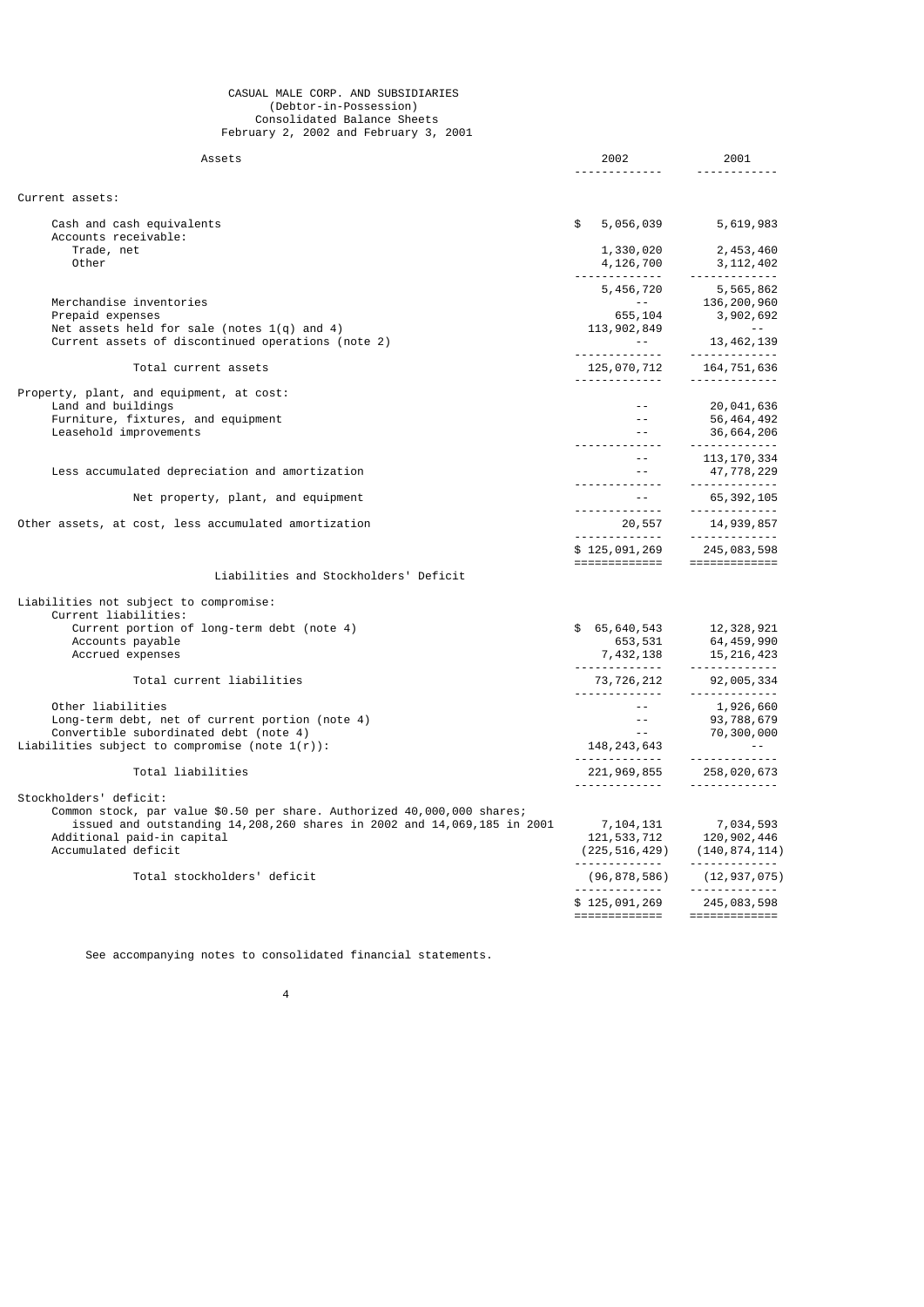# CASUAL MALE CORP. AND SUBSIDIARIES
## (Debtor-in-Possession)
## Consolidated Balance Sheets
## February 2, 2002 and February 3, 2001

| Assets | 2002 | 2001 |
|---|---|---|
| **Current assets:** | | |
| Cash and cash equivalents | $ 5,056,039 | 5,619,983 |
| Accounts receivable: | | |
| Trade, net | 1,330,020 | 2,453,460 |
| Other | 4,126,700 | 3,112,402 |
| | 5,456,720 | 5,565,862 |
| Merchandise inventories | -- | 136,200,960 |
| Prepaid expenses | 655,104 | 3,902,692 |
| Net assets held for sale (notes 1(q) and 4) | 113,902,849 | -- |
| Current assets of discontinued operations (note 2) | -- | 13,462,139 |
| Total current assets | 125,070,712 | 164,751,636 |
| **Property, plant, and equipment, at cost:** | | |
| Land and buildings | -- | 20,041,636 |
| Furniture, fixtures, and equipment | -- | 56,464,492 |
| Leasehold improvements | -- | 36,664,206 |
| | -- | 113,170,334 |
| Less accumulated depreciation and amortization | -- | 47,778,229 |
| Net property, plant, and equipment | -- | 65,392,105 |
| Other assets, at cost, less accumulated amortization | 20,557 | 14,939,857 |
| | $ 125,091,269 | 245,083,598 |
| **Liabilities and Stockholders' Deficit** | | |
| Liabilities not subject to compromise: | | |
| Current liabilities: | | |
| Current portion of long-term debt (note 4) | $ 65,640,543 | 12,328,921 |
| Accounts payable | 653,531 | 64,459,990 |
| Accrued expenses | 7,432,138 | 15,216,423 |
| Total current liabilities | 73,726,212 | 92,005,334 |
| Other liabilities | -- | 1,926,660 |
| Long-term debt, net of current portion (note 4) | -- | 93,788,679 |
| Convertible subordinated debt (note 4) | -- | 70,300,000 |
| Liabilities subject to compromise (note 1(r)): | 148,243,643 | -- |
| Total liabilities | 221,969,855 | 258,020,673 |
| **Stockholders' deficit:** | | |
| Common stock, par value $0.50 per share. Authorized 40,000,000 shares; issued and outstanding 14,208,260 shares in 2002 and 14,069,185 in 2001 | 7,104,131 | 7,034,593 |
| Additional paid-in capital | 121,533,712 | 120,902,446 |
| Accumulated deficit | (225,516,429) | (140,874,114) |
| Total stockholders' deficit | (96,878,586) | (12,937,075) |
| | $ 125,091,269 | 245,083,598 |

See accompanying notes to consolidated financial statements.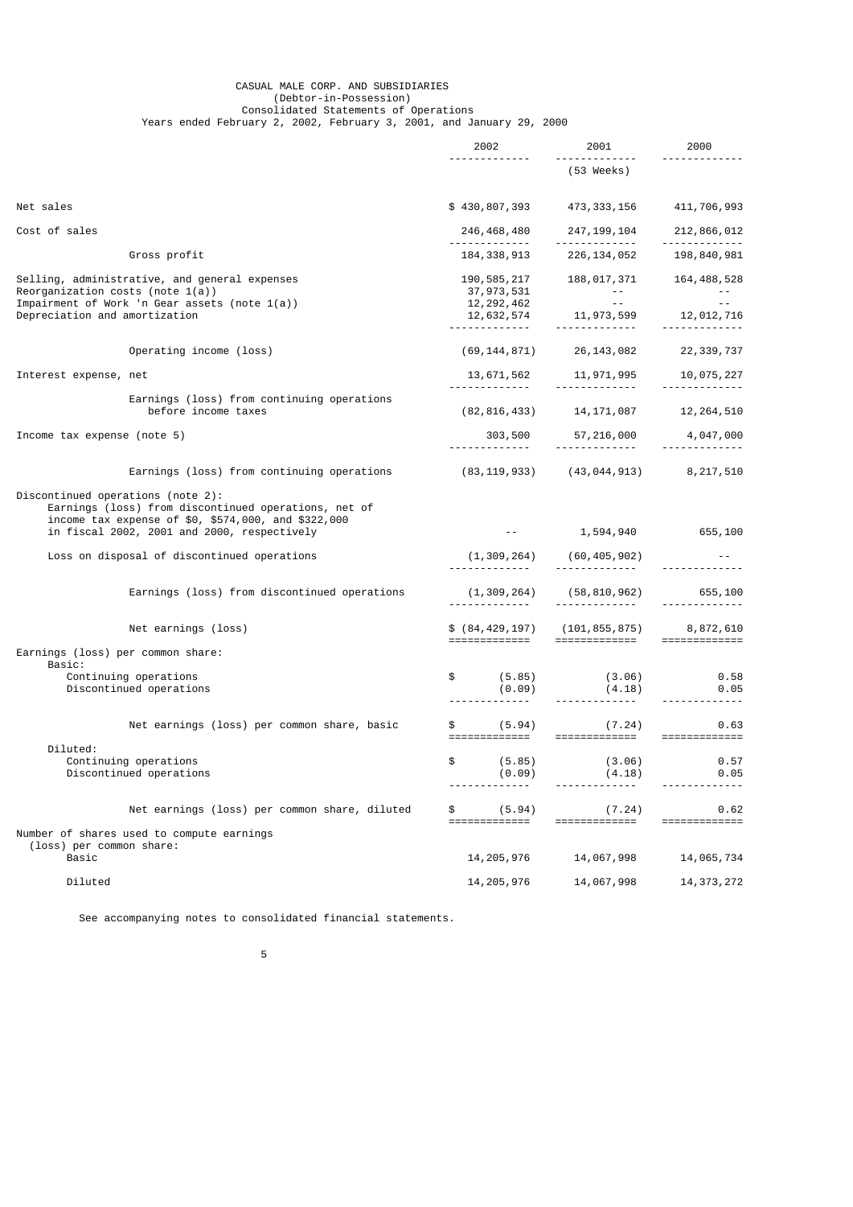# CASUAL MALE CORP. AND SUBSIDIARIES

(Debtor-in-Possession)

Consolidated Statements of Operations

Years ended February 2, 2002, February 3, 2001, and January 29, 2000

| | 2002 | 2001 (53 Weeks) | 2000 |
|---|---|---|---|
| Net sales | $ 430,807,393 | 473,333,156 | 411,706,993 |
| Cost of sales | 246,468,480 | 247,199,104 | 212,866,012 |
| Gross profit | 184,338,913 | 226,134,052 | 198,840,981 |
| Selling, administrative, and general expenses | 190,585,217 | 188,017,371 | 164,488,528 |
| Reorganization costs (note 1(a)) | 37,973,531 | -- | -- |
| Impairment of Work 'n Gear assets (note 1(a)) | 12,292,462 | -- | -- |
| Depreciation and amortization | 12,632,574 | 11,973,599 | 12,012,716 |
| Operating income (loss) | (69,144,871) | 26,143,082 | 22,339,737 |
| Interest expense, net | 13,671,562 | 11,971,995 | 10,075,227 |
| Earnings (loss) from continuing operations before income taxes | (82,816,433) | 14,171,087 | 12,264,510 |
| Income tax expense (note 5) | 303,500 | 57,216,000 | 4,047,000 |
| Earnings (loss) from continuing operations | (83,119,933) | (43,044,913) | 8,217,510 |
| Discontinued operations (note 2): | | | |
| Earnings (loss) from discontinued operations, net of income tax expense of $0, $574,000, and $322,000 in fiscal 2002, 2001 and 2000, respectively | -- | 1,594,940 | 655,100 |
| Loss on disposal of discontinued operations | (1,309,264) | (60,405,902) | -- |
| Earnings (loss) from discontinued operations | (1,309,264) | (58,810,962) | 655,100 |
| Net earnings (loss) | $ (84,429,197) | (101,855,875) | 8,872,610 |
| Earnings (loss) per common share: | | | |
| Basic: | | | |
| Continuing operations | $ (5.85) | (3.06) | 0.58 |
| Discontinued operations | (0.09) | (4.18) | 0.05 |
| Net earnings (loss) per common share, basic | $ (5.94) | (7.24) | 0.63 |
| Diluted: | | | |
| Continuing operations | $ (5.85) | (3.06) | 0.57 |
| Discontinued operations | (0.09) | (4.18) | 0.05 |
| Net earnings (loss) per common share, diluted | $ (5.94) | (7.24) | 0.62 |
| Number of shares used to compute earnings (loss) per common share: | | | |
| Basic | 14,205,976 | 14,067,998 | 14,065,734 |
| Diluted | 14,205,976 | 14,067,998 | 14,373,272 |

See accompanying notes to consolidated financial statements.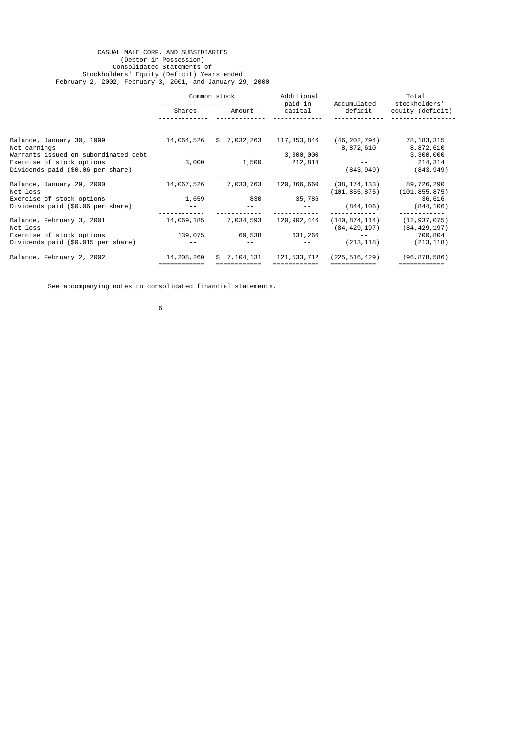CASUAL MALE CORP. AND SUBSIDIARIES
(Debtor-in-Possession)
Consolidated Statements of
Stockholders' Equity (Deficit) Years ended
February 2, 2002, February 3, 2001, and January 29, 2000

| | Common stock | | Additional paid-in capital | Accumulated deficit | Total stockholders' equity (deficit) |
|---|---|---|---|---|---|
| | Shares | Amount | | | |
| Balance, January 30, 1999 | 14,064,526 | $ 7,032,263 | 117,353,846 | (46,202,794) | 78,183,315 |
| Net earnings | -- | -- | -- | 8,872,610 | 8,872,610 |
| Warrants issued on subordinated debt | -- | -- | 3,300,000 | -- | 3,300,000 |
| Exercise of stock options | 3,000 | 1,500 | 212,814 | -- | 214,314 |
| Dividends paid ($0.06 per share) | -- | -- | -- | (843,949) | (843,949) |
| Balance, January 29, 2000 | 14,067,526 | 7,033,763 | 120,866,660 | (38,174,133) | 89,726,290 |
| Net loss | -- | -- | -- | (101,855,875) | (101,855,875) |
| Exercise of stock options | 1,659 | 830 | 35,786 | -- | 36,616 |
| Dividends paid ($0.06 per share) | -- | -- | -- | (844,106) | (844,106) |
| Balance, February 3, 2001 | 14,069,185 | 7,034,593 | 120,902,446 | (140,874,114) | (12,937,075) |
| Net loss | -- | -- | -- | (84,429,197) | (84,429,197) |
| Exercise of stock options | 139,075 | 69,538 | 631,266 | -- | 700,804 |
| Dividends paid ($0.015 per share) | -- | -- | -- | (213,118) | (213,118) |
| Balance, February 2, 2002 | 14,208,260 | $ 7,104,131 | 121,533,712 | (225,516,429) | (96,878,586) |

See accompanying notes to consolidated financial statements.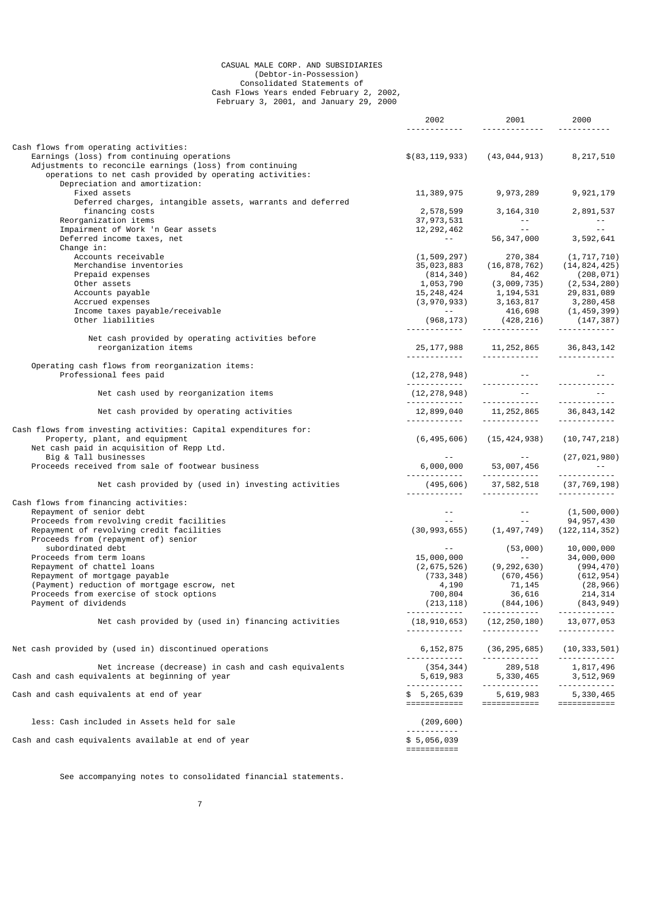CASUAL MALE CORP. AND SUBSIDIARIES
(Debtor-in-Possession)
Consolidated Statements of
Cash Flows Years ended February 2, 2002,
February 3, 2001, and January 29, 2000

| | 2002 | 2001 | 2000 |
|---|---|---|---|
| Cash flows from operating activities: | | | |
| Earnings (loss) from continuing operations | $(83,119,933) | (43,044,913) | 8,217,510 |
| Adjustments to reconcile earnings (loss) from continuing operations to net cash provided by operating activities: | | | |
| Depreciation and amortization: | | | |
| Fixed assets | 11,389,975 | 9,973,289 | 9,921,179 |
| Deferred charges, intangible assets, warrants and deferred financing costs | 2,578,599 | 3,164,310 | 2,891,537 |
| Reorganization items | 37,973,531 | -- | -- |
| Impairment of Work 'n Gear assets | 12,292,462 | -- | -- |
| Deferred income taxes, net | -- | 56,347,000 | 3,592,641 |
| Change in: | | | |
| Accounts receivable | (1,509,297) | 270,384 | (1,717,710) |
| Merchandise inventories | 35,023,883 | (16,878,762) | (14,824,425) |
| Prepaid expenses | (814,340) | 84,462 | (208,071) |
| Other assets | 1,053,790 | (3,009,735) | (2,534,280) |
| Accounts payable | 15,248,424 | 1,194,531 | 29,831,089 |
| Accrued expenses | (3,970,933) | 3,163,817 | 3,280,458 |
| Income taxes payable/receivable | -- | 416,698 | (1,459,399) |
| Other liabilities | (968,173) | (428,216) | (147,387) |
| Net cash provided by operating activities before reorganization items | 25,177,988 | 11,252,865 | 36,843,142 |
| Operating cash flows from reorganization items: | | | |
| Professional fees paid | (12,278,948) | -- | -- |
| Net cash used by reorganization items | (12,278,948) | -- | -- |
| Net cash provided by operating activities | 12,899,040 | 11,252,865 | 36,843,142 |
| Cash flows from investing activities: Capital expenditures for: | | | |
| Property, plant, and equipment | (6,495,606) | (15,424,938) | (10,747,218) |
| Net cash paid in acquisition of Repp Ltd. Big & Tall businesses | -- | -- | (27,021,980) |
| Proceeds received from sale of footwear business | 6,000,000 | 53,007,456 | -- |
| Net cash provided by (used in) investing activities | (495,606) | 37,582,518 | (37,769,198) |
| Cash flows from financing activities: | | | |
| Repayment of senior debt | -- | -- | (1,500,000) |
| Proceeds from revolving credit facilities | -- | -- | 94,957,430 |
| Repayment of revolving credit facilities | (30,993,655) | (1,497,749) | (122,114,352) |
| Proceeds from (repayment of) senior subordinated debt | -- | (53,000) | 10,000,000 |
| Proceeds from term loans | 15,000,000 | -- | 34,000,000 |
| Repayment of chattel loans | (2,675,526) | (9,292,630) | (994,470) |
| Repayment of mortgage payable | (733,348) | (670,456) | (612,954) |
| (Payment) reduction of mortgage escrow, net | 4,190 | 71,145 | (28,966) |
| Proceeds from exercise of stock options | 700,804 | 36,616 | 214,314 |
| Payment of dividends | (213,118) | (844,106) | (843,949) |
| Net cash provided by (used in) financing activities | (18,910,653) | (12,250,180) | 13,077,053 |
| Net cash provided by (used in) discontinued operations | 6,152,875 | (36,295,685) | (10,333,501) |
| Net increase (decrease) in cash and cash equivalents | (354,344) | 289,518 | 1,817,496 |
| Cash and cash equivalents at beginning of year | 5,619,983 | 5,330,465 | 3,512,969 |
| Cash and cash equivalents at end of year | $ 5,265,639 | 5,619,983 | 5,330,465 |
| less: Cash included in Assets held for sale | (209,600) | | |
| Cash and cash equivalents available at end of year | $ 5,056,039 | | |

See accompanying notes to consolidated financial statements.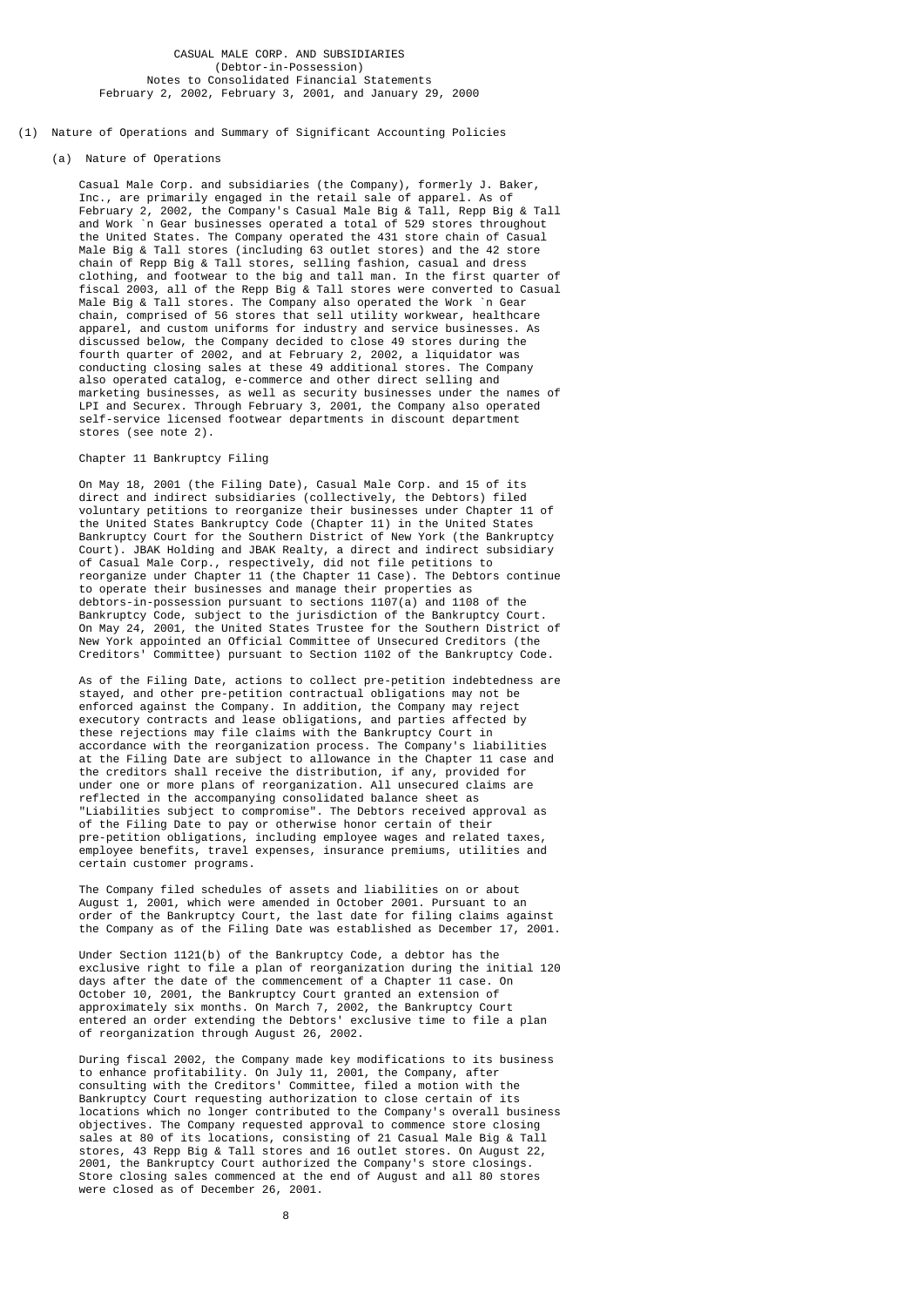CASUAL MALE CORP. AND SUBSIDIARIES
(Debtor-in-Possession)
Notes to Consolidated Financial Statements
February 2, 2002, February 3, 2001, and January 29, 2000

## (1) Nature of Operations and Summary of Significant Accounting Policies

### (a) Nature of Operations

Casual Male Corp. and subsidiaries (the Company), formerly J. Baker, Inc., are primarily engaged in the retail sale of apparel. As of February 2, 2002, the Company's Casual Male Big & Tall, Repp Big & Tall and Work `n Gear businesses operated a total of 529 stores throughout the United States. The Company operated the 431 store chain of Casual Male Big & Tall stores (including 63 outlet stores) and the 42 store chain of Repp Big & Tall stores, selling fashion, casual and dress clothing, and footwear to the big and tall man. In the first quarter of fiscal 2003, all of the Repp Big & Tall stores were converted to Casual Male Big & Tall stores. The Company also operated the Work `n Gear chain, comprised of 56 stores that sell utility workwear, healthcare apparel, and custom uniforms for industry and service businesses. As discussed below, the Company decided to close 49 stores during the fourth quarter of 2002, and at February 2, 2002, a liquidator was conducting closing sales at these 49 additional stores. The Company also operated catalog, e-commerce and other direct selling and marketing businesses, as well as security businesses under the names of LPI and Securex. Through February 3, 2001, the Company also operated self-service licensed footwear departments in discount department stores (see note 2).

Chapter 11 Bankruptcy Filing

On May 18, 2001 (the Filing Date), Casual Male Corp. and 15 of its direct and indirect subsidiaries (collectively, the Debtors) filed voluntary petitions to reorganize their businesses under Chapter 11 of the United States Bankruptcy Code (Chapter 11) in the United States Bankruptcy Court for the Southern District of New York (the Bankruptcy Court). JBAK Holding and JBAK Realty, a direct and indirect subsidiary of Casual Male Corp., respectively, did not file petitions to reorganize under Chapter 11 (the Chapter 11 Case). The Debtors continue to operate their businesses and manage their properties as debtors-in-possession pursuant to sections 1107(a) and 1108 of the Bankruptcy Code, subject to the jurisdiction of the Bankruptcy Court. On May 24, 2001, the United States Trustee for the Southern District of New York appointed an Official Committee of Unsecured Creditors (the Creditors' Committee) pursuant to Section 1102 of the Bankruptcy Code.

As of the Filing Date, actions to collect pre-petition indebtedness are stayed, and other pre-petition contractual obligations may not be enforced against the Company. In addition, the Company may reject executory contracts and lease obligations, and parties affected by these rejections may file claims with the Bankruptcy Court in accordance with the reorganization process. The Company's liabilities at the Filing Date are subject to allowance in the Chapter 11 case and the creditors shall receive the distribution, if any, provided for under one or more plans of reorganization. All unsecured claims are reflected in the accompanying consolidated balance sheet as "Liabilities subject to compromise". The Debtors received approval as of the Filing Date to pay or otherwise honor certain of their pre-petition obligations, including employee wages and related taxes, employee benefits, travel expenses, insurance premiums, utilities and certain customer programs.

The Company filed schedules of assets and liabilities on or about August 1, 2001, which were amended in October 2001. Pursuant to an order of the Bankruptcy Court, the last date for filing claims against the Company as of the Filing Date was established as December 17, 2001.

Under Section 1121(b) of the Bankruptcy Code, a debtor has the exclusive right to file a plan of reorganization during the initial 120 days after the date of the commencement of a Chapter 11 case. On October 10, 2001, the Bankruptcy Court granted an extension of approximately six months. On March 7, 2002, the Bankruptcy Court entered an order extending the Debtors' exclusive time to file a plan of reorganization through August 26, 2002.

During fiscal 2002, the Company made key modifications to its business to enhance profitability. On July 11, 2001, the Company, after consulting with the Creditors' Committee, filed a motion with the Bankruptcy Court requesting authorization to close certain of its locations which no longer contributed to the Company's overall business objectives. The Company requested approval to commence store closing sales at 80 of its locations, consisting of 21 Casual Male Big & Tall stores, 43 Repp Big & Tall stores and 16 outlet stores. On August 22, 2001, the Bankruptcy Court authorized the Company's store closings. Store closing sales commenced at the end of August and all 80 stores were closed as of December 26, 2001.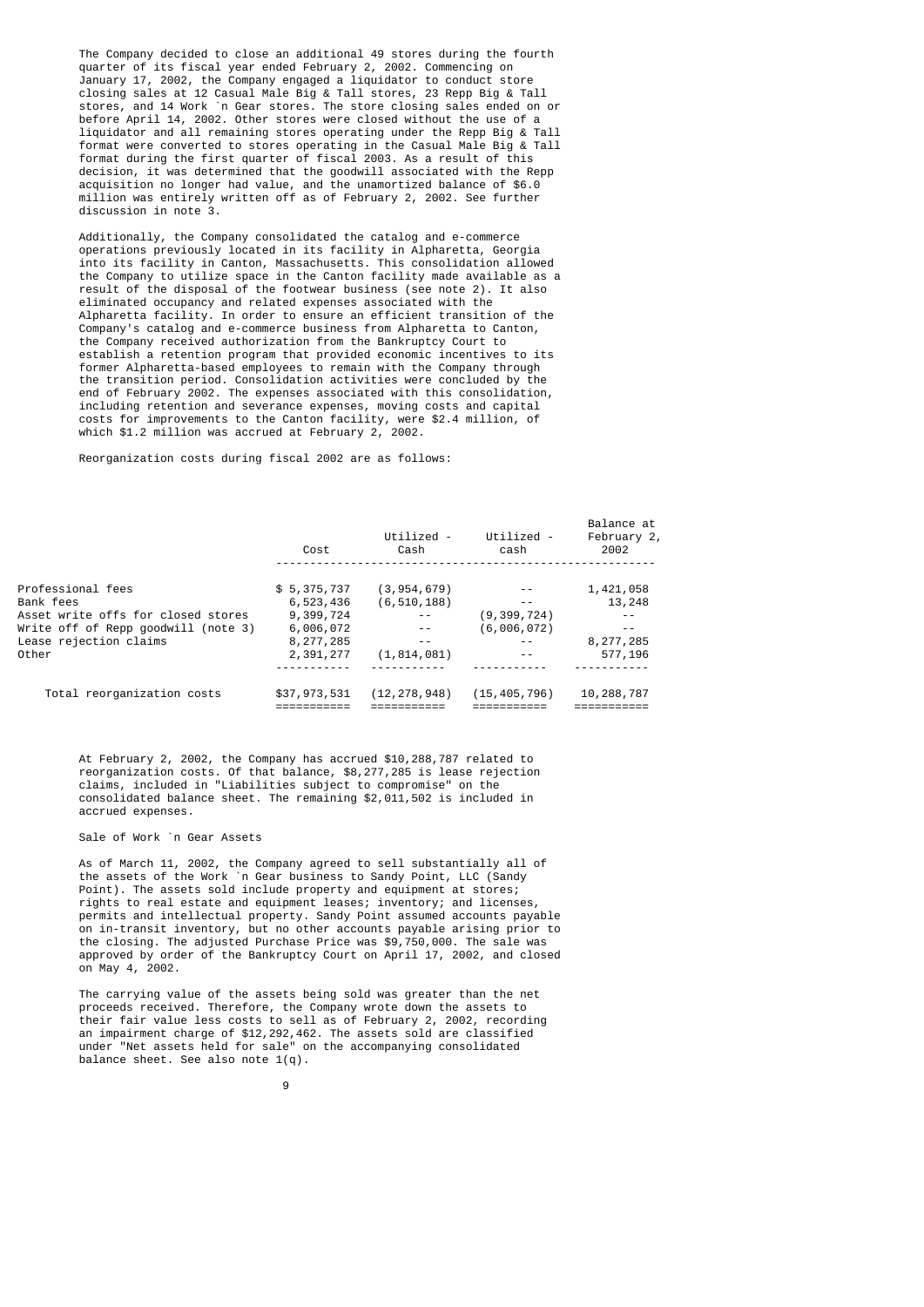The Company decided to close an additional 49 stores during the fourth quarter of its fiscal year ended February 2, 2002. Commencing on January 17, 2002, the Company engaged a liquidator to conduct store closing sales at 12 Casual Male Big & Tall stores, 23 Repp Big & Tall stores, and 14 Work `n Gear stores. The store closing sales ended on or before April 14, 2002. Other stores were closed without the use of a liquidator and all remaining stores operating under the Repp Big & Tall format were converted to stores operating in the Casual Male Big & Tall format during the first quarter of fiscal 2003. As a result of this decision, it was determined that the goodwill associated with the Repp acquisition no longer had value, and the unamortized balance of $6.0 million was entirely written off as of February 2, 2002. See further discussion in note 3.

Additionally, the Company consolidated the catalog and e-commerce operations previously located in its facility in Alpharetta, Georgia into its facility in Canton, Massachusetts. This consolidation allowed the Company to utilize space in the Canton facility made available as a result of the disposal of the footwear business (see note 2). It also eliminated occupancy and related expenses associated with the Alpharetta facility. In order to ensure an efficient transition of the Company's catalog and e-commerce business from Alpharetta to Canton, the Company received authorization from the Bankruptcy Court to establish a retention program that provided economic incentives to its former Alpharetta-based employees to remain with the Company through the transition period. Consolidation activities were concluded by the end of February 2002. The expenses associated with this consolidation, including retention and severance expenses, moving costs and capital costs for improvements to the Canton facility, were $2.4 million, of which $1.2 million was accrued at February 2, 2002.

Reorganization costs during fiscal 2002 are as follows:

| | Cost | Utilized - Cash | Utilized - cash | Balance at February 2, 2002 |
|---|---|---|---|---|
| Professional fees | $ 5,375,737 | (3,954,679) | -- | 1,421,058 |
| Bank fees | 6,523,436 | (6,510,188) | -- | 13,248 |
| Asset write offs for closed stores | 9,399,724 | -- | (9,399,724) | -- |
| Write off of Repp goodwill (note 3) | 6,006,072 | -- | (6,006,072) | -- |
| Lease rejection claims | 8,277,285 | -- | -- | 8,277,285 |
| Other | 2,391,277 | (1,814,081) | -- | 577,196 |
| Total reorganization costs | $37,973,531 | (12,278,948) | (15,405,796) | 10,288,787 |

At February 2, 2002, the Company has accrued $10,288,787 related to reorganization costs. Of that balance, $8,277,285 is lease rejection claims, included in "Liabilities subject to compromise" on the consolidated balance sheet. The remaining $2,011,502 is included in accrued expenses.

### Sale of Work `n Gear Assets

As of March 11, 2002, the Company agreed to sell substantially all of the assets of the Work `n Gear business to Sandy Point, LLC (Sandy Point). The assets sold include property and equipment at stores; rights to real estate and equipment leases; inventory; and licenses, permits and intellectual property. Sandy Point assumed accounts payable on in-transit inventory, but no other accounts payable arising prior to the closing. The adjusted Purchase Price was $9,750,000. The sale was approved by order of the Bankruptcy Court on April 17, 2002, and closed on May 4, 2002.

The carrying value of the assets being sold was greater than the net proceeds received. Therefore, the Company wrote down the assets to their fair value less costs to sell as of February 2, 2002, recording an impairment charge of $12,292,462. The assets sold are classified under "Net assets held for sale" on the accompanying consolidated balance sheet. See also note 1(q).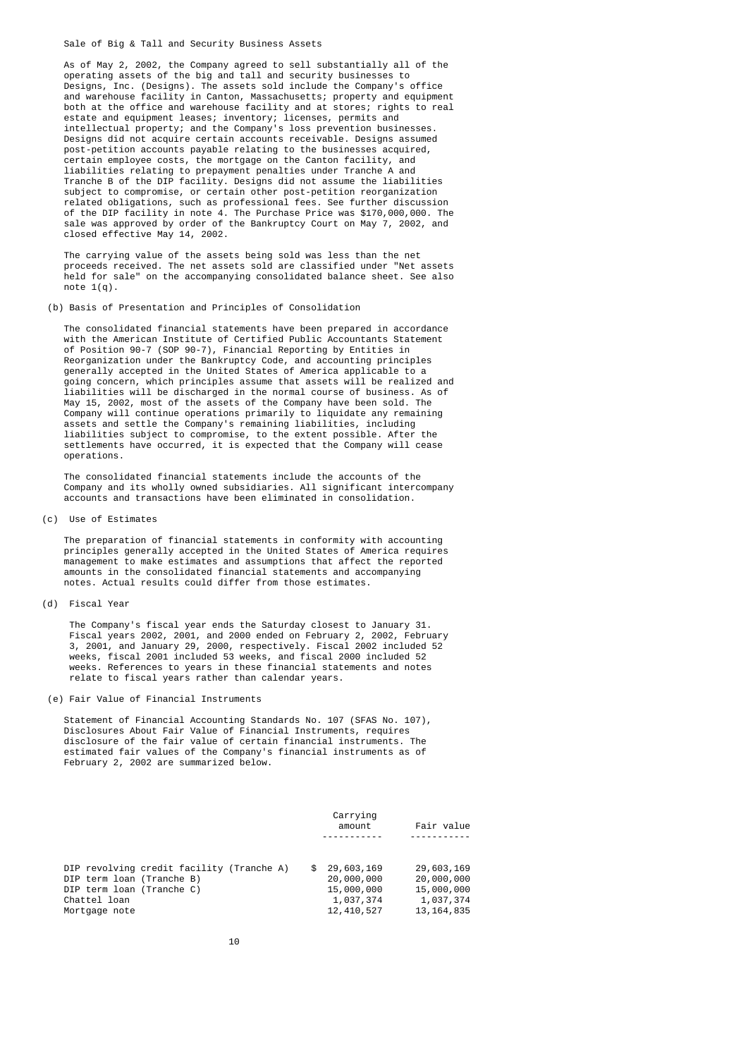Sale of Big & Tall and Security Business Assets

As of May 2, 2002, the Company agreed to sell substantially all of the operating assets of the big and tall and security businesses to Designs, Inc. (Designs). The assets sold include the Company's office and warehouse facility in Canton, Massachusetts; property and equipment both at the office and warehouse facility and at stores; rights to real estate and equipment leases; inventory; licenses, permits and intellectual property; and the Company's loss prevention businesses. Designs did not acquire certain accounts receivable. Designs assumed post-petition accounts payable relating to the businesses acquired, certain employee costs, the mortgage on the Canton facility, and liabilities relating to prepayment penalties under Tranche A and Tranche B of the DIP facility. Designs did not assume the liabilities subject to compromise, or certain other post-petition reorganization related obligations, such as professional fees. See further discussion of the DIP facility in note 4. The Purchase Price was $170,000,000. The sale was approved by order of the Bankruptcy Court on May 7, 2002, and closed effective May 14, 2002.

The carrying value of the assets being sold was less than the net proceeds received. The net assets sold are classified under "Net assets held for sale" on the accompanying consolidated balance sheet. See also note 1(q).

(b) Basis of Presentation and Principles of Consolidation

The consolidated financial statements have been prepared in accordance with the American Institute of Certified Public Accountants Statement of Position 90-7 (SOP 90-7), Financial Reporting by Entities in Reorganization under the Bankruptcy Code, and accounting principles generally accepted in the United States of America applicable to a going concern, which principles assume that assets will be realized and liabilities will be discharged in the normal course of business. As of May 15, 2002, most of the assets of the Company have been sold. The Company will continue operations primarily to liquidate any remaining assets and settle the Company's remaining liabilities, including liabilities subject to compromise, to the extent possible. After the settlements have occurred, it is expected that the Company will cease operations.

The consolidated financial statements include the accounts of the Company and its wholly owned subsidiaries. All significant intercompany accounts and transactions have been eliminated in consolidation.

(c) Use of Estimates

The preparation of financial statements in conformity with accounting principles generally accepted in the United States of America requires management to make estimates and assumptions that affect the reported amounts in the consolidated financial statements and accompanying notes. Actual results could differ from those estimates.

(d) Fiscal Year

The Company's fiscal year ends the Saturday closest to January 31. Fiscal years 2002, 2001, and 2000 ended on February 2, 2002, February 3, 2001, and January 29, 2000, respectively. Fiscal 2002 included 52 weeks, fiscal 2001 included 53 weeks, and fiscal 2000 included 52 weeks. References to years in these financial statements and notes relate to fiscal years rather than calendar years.

(e) Fair Value of Financial Instruments

Statement of Financial Accounting Standards No. 107 (SFAS No. 107), Disclosures About Fair Value of Financial Instruments, requires disclosure of the fair value of certain financial instruments. The estimated fair values of the Company's financial instruments as of February 2, 2002 are summarized below.

| | Carrying amount | Fair value |
|---|---|---|
| DIP revolving credit facility (Tranche A) | $ 29,603,169 | 29,603,169 |
| DIP term loan (Tranche B) | 20,000,000 | 20,000,000 |
| DIP term loan (Tranche C) | 15,000,000 | 15,000,000 |
| Chattel loan | 1,037,374 | 1,037,374 |
| Mortgage note | 12,410,527 | 13,164,835 |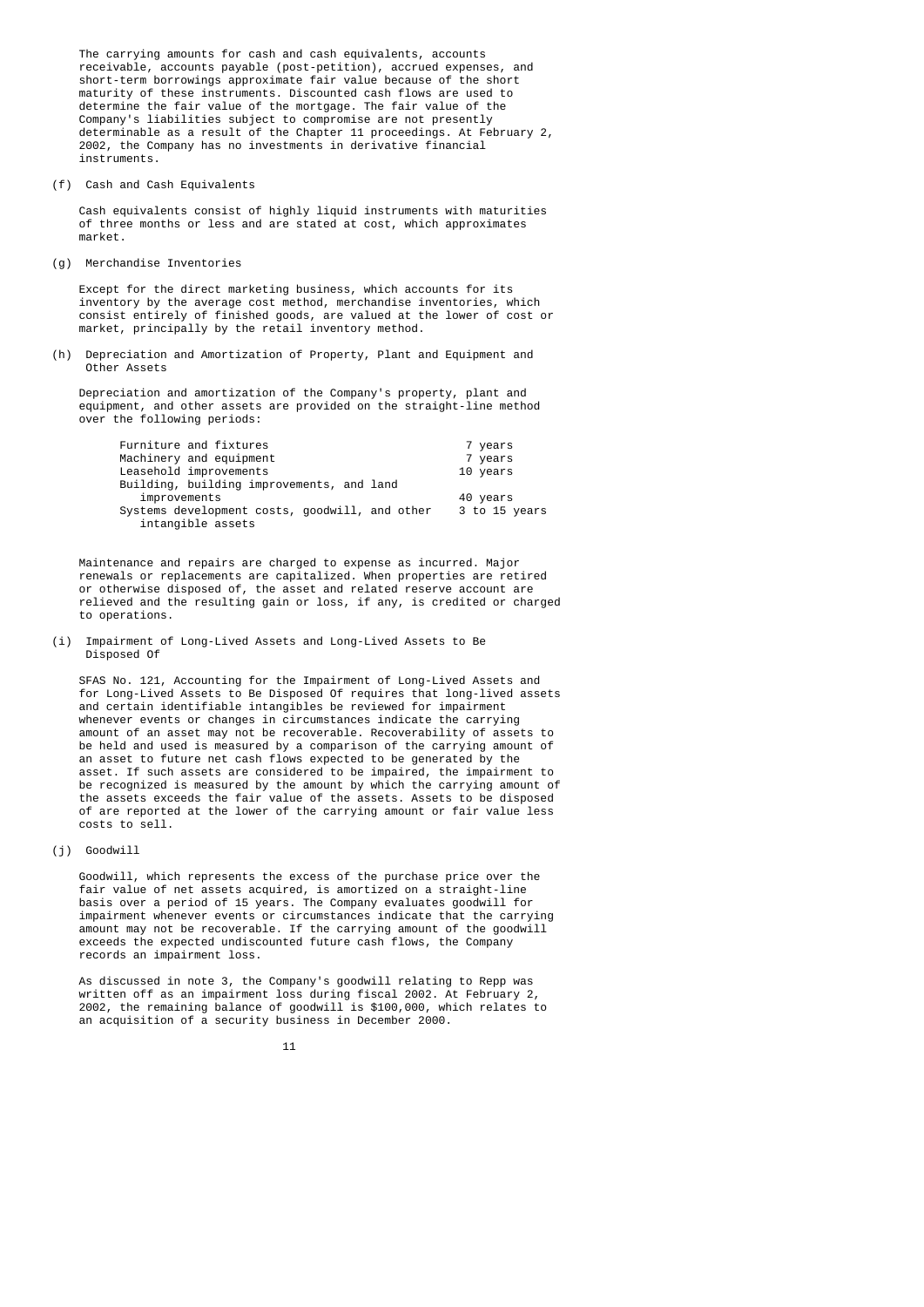The carrying amounts for cash and cash equivalents, accounts receivable, accounts payable (post-petition), accrued expenses, and short-term borrowings approximate fair value because of the short maturity of these instruments. Discounted cash flows are used to determine the fair value of the mortgage. The fair value of the Company's liabilities subject to compromise are not presently determinable as a result of the Chapter 11 proceedings. At February 2, 2002, the Company has no investments in derivative financial instruments.

(f) Cash and Cash Equivalents

Cash equivalents consist of highly liquid instruments with maturities of three months or less and are stated at cost, which approximates market.

(g) Merchandise Inventories

Except for the direct marketing business, which accounts for its inventory by the average cost method, merchandise inventories, which consist entirely of finished goods, are valued at the lower of cost or market, principally by the retail inventory method.

(h) Depreciation and Amortization of Property, Plant and Equipment and Other Assets

Depreciation and amortization of the Company's property, plant and equipment, and other assets are provided on the straight-line method over the following periods:

| | |
|---|---|
| Furniture and fixtures | 7 years |
| Machinery and equipment | 7 years |
| Leasehold improvements | 10 years |
| Building, building improvements, and land improvements | 40 years |
| Systems development costs, goodwill, and other intangible assets | 3 to 15 years |

Maintenance and repairs are charged to expense as incurred. Major renewals or replacements are capitalized. When properties are retired or otherwise disposed of, the asset and related reserve account are relieved and the resulting gain or loss, if any, is credited or charged to operations.

(i) Impairment of Long-Lived Assets and Long-Lived Assets to Be Disposed Of

SFAS No. 121, Accounting for the Impairment of Long-Lived Assets and for Long-Lived Assets to Be Disposed Of requires that long-lived assets and certain identifiable intangibles be reviewed for impairment whenever events or changes in circumstances indicate the carrying amount of an asset may not be recoverable. Recoverability of assets to be held and used is measured by a comparison of the carrying amount of an asset to future net cash flows expected to be generated by the asset. If such assets are considered to be impaired, the impairment to be recognized is measured by the amount by which the carrying amount of the assets exceeds the fair value of the assets. Assets to be disposed of are reported at the lower of the carrying amount or fair value less costs to sell.

(j) Goodwill

Goodwill, which represents the excess of the purchase price over the fair value of net assets acquired, is amortized on a straight-line basis over a period of 15 years. The Company evaluates goodwill for impairment whenever events or circumstances indicate that the carrying amount may not be recoverable. If the carrying amount of the goodwill exceeds the expected undiscounted future cash flows, the Company records an impairment loss.

As discussed in note 3, the Company's goodwill relating to Repp was written off as an impairment loss during fiscal 2002. At February 2, 2002, the remaining balance of goodwill is $100,000, which relates to an acquisition of a security business in December 2000.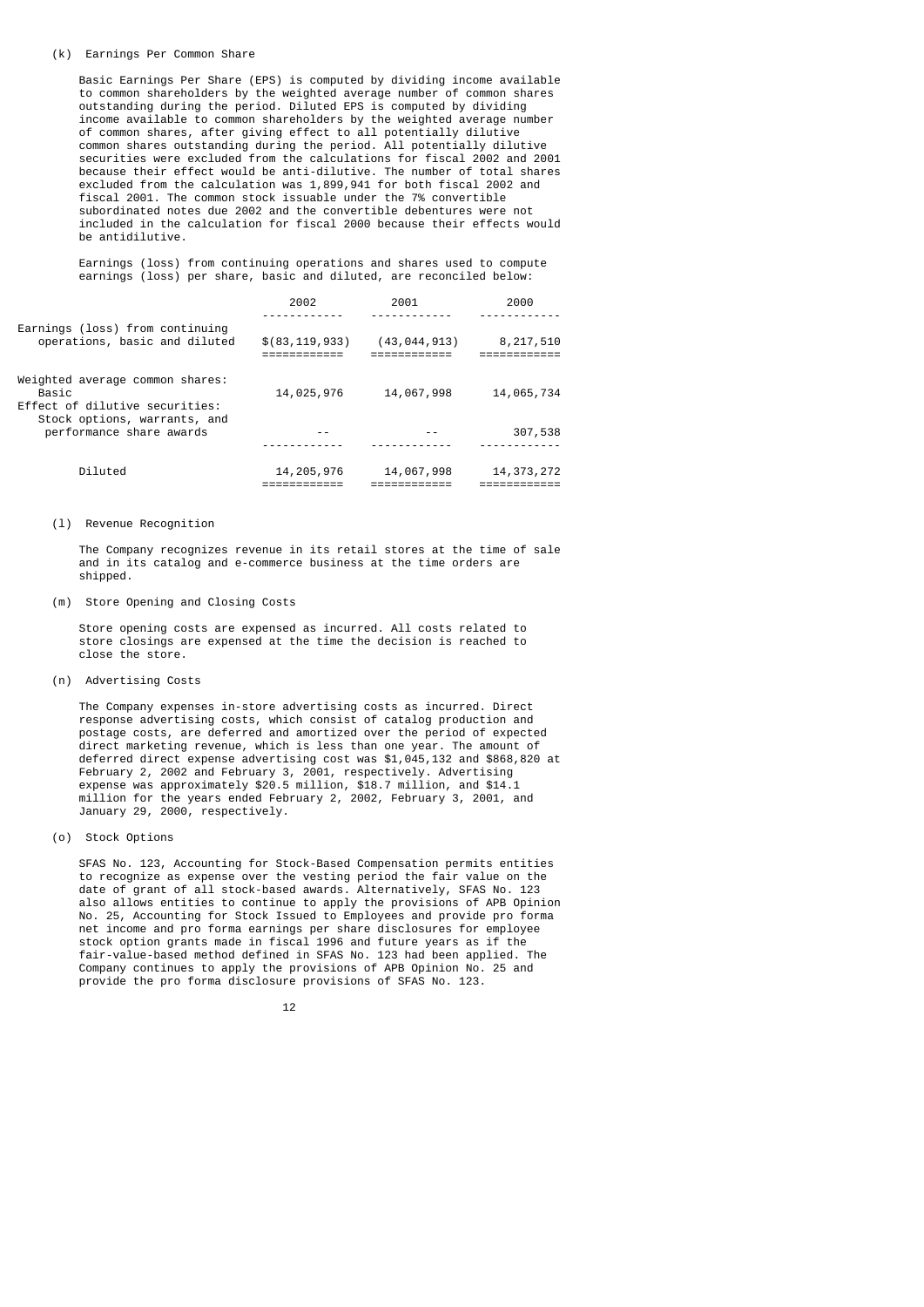(k) Earnings Per Common Share

Basic Earnings Per Share (EPS) is computed by dividing income available to common shareholders by the weighted average number of common shares outstanding during the period. Diluted EPS is computed by dividing income available to common shareholders by the weighted average number of common shares, after giving effect to all potentially dilutive common shares outstanding during the period. All potentially dilutive securities were excluded from the calculations for fiscal 2002 and 2001 because their effect would be anti-dilutive. The number of total shares excluded from the calculation was 1,899,941 for both fiscal 2002 and fiscal 2001. The common stock issuable under the 7% convertible subordinated notes due 2002 and the convertible debentures were not included in the calculation for fiscal 2000 because their effects would be antidilutive.

Earnings (loss) from continuing operations and shares used to compute earnings (loss) per share, basic and diluted, are reconciled below:

| | 2002 | 2001 | 2000 |
|---|---|---|---|
| Earnings (loss) from continuing operations, basic and diluted | $(83,119,933) | (43,044,913) | 8,217,510 |
| Weighted average common shares: | | | |
| Basic | 14,025,976 | 14,067,998 | 14,065,734 |
| Effect of dilutive securities: | | | |
| Stock options, warrants, and performance share awards | -- | -- | 307,538 |
| Diluted | 14,205,976 | 14,067,998 | 14,373,272 |

(l) Revenue Recognition

The Company recognizes revenue in its retail stores at the time of sale and in its catalog and e-commerce business at the time orders are shipped.

(m) Store Opening and Closing Costs

Store opening costs are expensed as incurred. All costs related to store closings are expensed at the time the decision is reached to close the store.

(n) Advertising Costs

The Company expenses in-store advertising costs as incurred. Direct response advertising costs, which consist of catalog production and postage costs, are deferred and amortized over the period of expected direct marketing revenue, which is less than one year. The amount of deferred direct expense advertising cost was $1,045,132 and $868,820 at February 2, 2002 and February 3, 2001, respectively. Advertising expense was approximately $20.5 million, $18.7 million, and $14.1 million for the years ended February 2, 2002, February 3, 2001, and January 29, 2000, respectively.

(o) Stock Options

SFAS No. 123, Accounting for Stock-Based Compensation permits entities to recognize as expense over the vesting period the fair value on the date of grant of all stock-based awards. Alternatively, SFAS No. 123 also allows entities to continue to apply the provisions of APB Opinion No. 25, Accounting for Stock Issued to Employees and provide pro forma net income and pro forma earnings per share disclosures for employee stock option grants made in fiscal 1996 and future years as if the fair-value-based method defined in SFAS No. 123 had been applied. The Company continues to apply the provisions of APB Opinion No. 25 and provide the pro forma disclosure provisions of SFAS No. 123.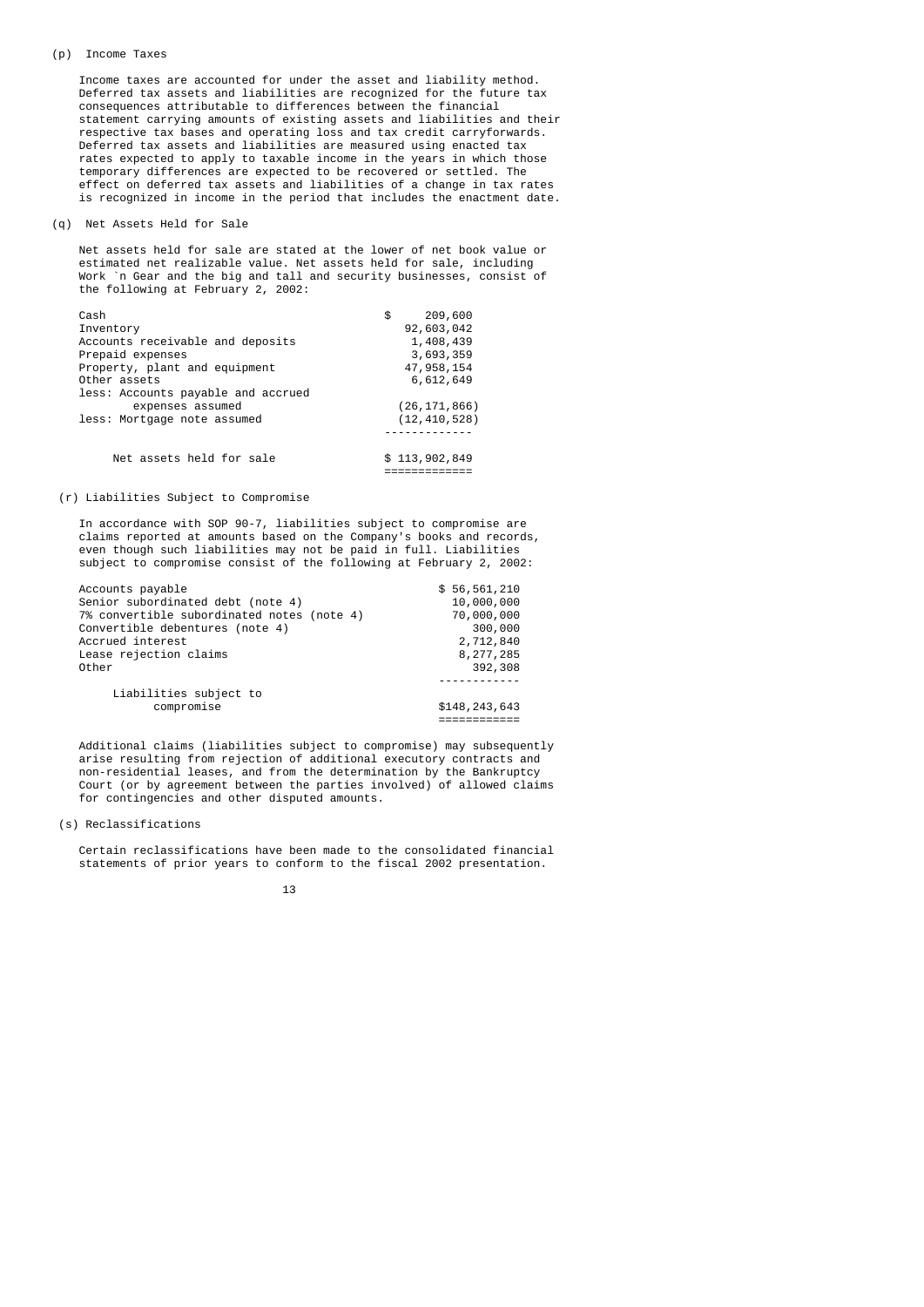(p) Income Taxes

Income taxes are accounted for under the asset and liability method. Deferred tax assets and liabilities are recognized for the future tax consequences attributable to differences between the financial statement carrying amounts of existing assets and liabilities and their respective tax bases and operating loss and tax credit carryforwards. Deferred tax assets and liabilities are measured using enacted tax rates expected to apply to taxable income in the years in which those temporary differences are expected to be recovered or settled. The effect on deferred tax assets and liabilities of a change in tax rates is recognized in income in the period that includes the enactment date.

(q) Net Assets Held for Sale

Net assets held for sale are stated at the lower of net book value or estimated net realizable value. Net assets held for sale, including Work `n Gear and the big and tall and security businesses, consist of the following at February 2, 2002:

| | |
|---|---|
| Cash | $ 209,600 |
| Inventory | 92,603,042 |
| Accounts receivable and deposits | 1,408,439 |
| Prepaid expenses | 3,693,359 |
| Property, plant and equipment | 47,958,154 |
| Other assets | 6,612,649 |
| less: Accounts payable and accrued expenses assumed | (26,171,866) |
| less: Mortgage note assumed | (12,410,528) |
| Net assets held for sale | $ 113,902,849 |

(r) Liabilities Subject to Compromise

In accordance with SOP 90-7, liabilities subject to compromise are claims reported at amounts based on the Company's books and records, even though such liabilities may not be paid in full. Liabilities subject to compromise consist of the following at February 2, 2002:

| | |
|---|---|
| Accounts payable | $ 56,561,210 |
| Senior subordinated debt (note 4) | 10,000,000 |
| 7% convertible subordinated notes (note 4) | 70,000,000 |
| Convertible debentures (note 4) | 300,000 |
| Accrued interest | 2,712,840 |
| Lease rejection claims | 8,277,285 |
| Other | 392,308 |
| Liabilities subject to compromise | $148,243,643 |

Additional claims (liabilities subject to compromise) may subsequently arise resulting from rejection of additional executory contracts and non-residential leases, and from the determination by the Bankruptcy Court (or by agreement between the parties involved) of allowed claims for contingencies and other disputed amounts.

(s) Reclassifications

Certain reclassifications have been made to the consolidated financial statements of prior years to conform to the fiscal 2002 presentation.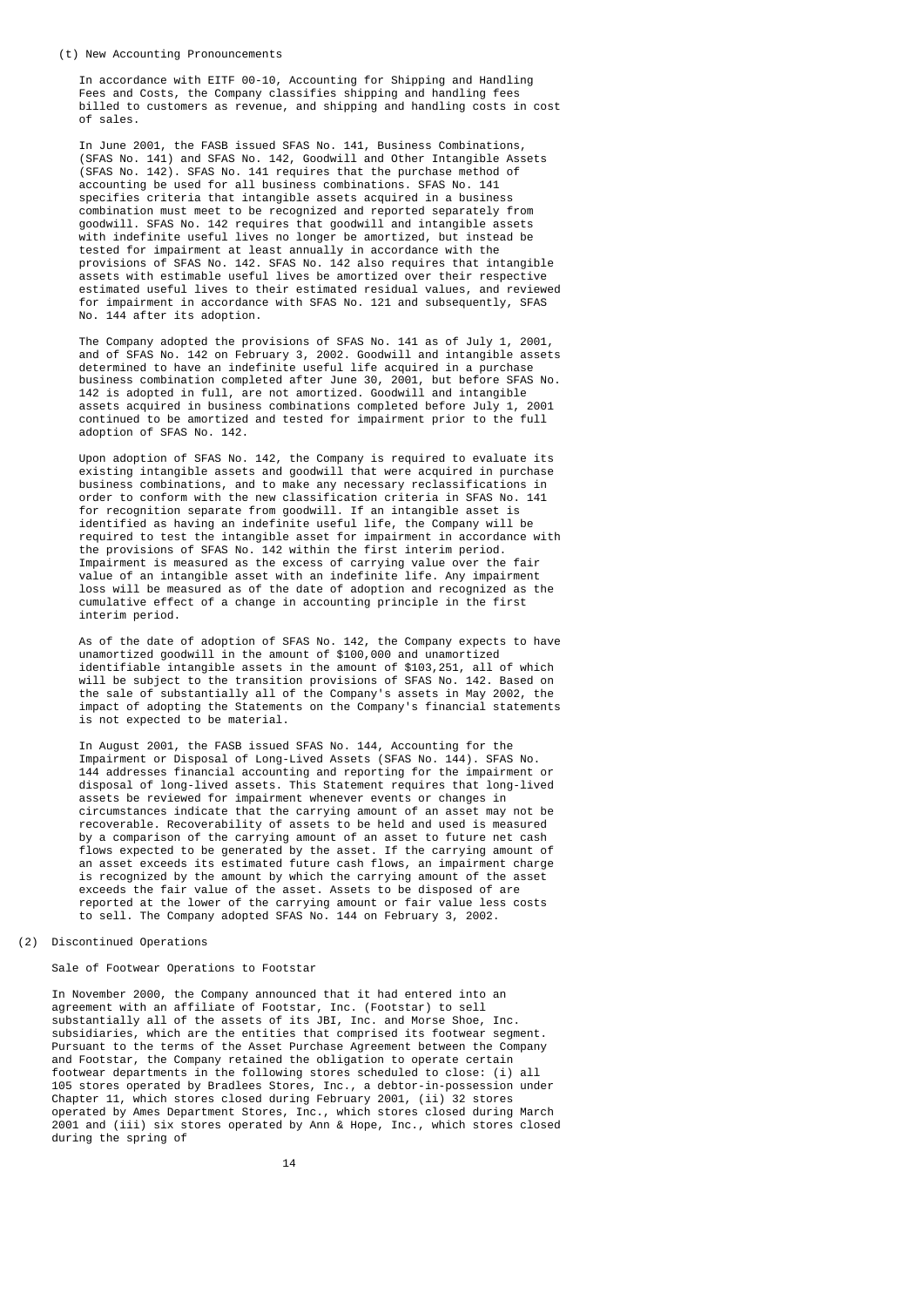(t) New Accounting Pronouncements

In accordance with EITF 00-10, Accounting for Shipping and Handling Fees and Costs, the Company classifies shipping and handling fees billed to customers as revenue, and shipping and handling costs in cost of sales.

In June 2001, the FASB issued SFAS No. 141, Business Combinations, (SFAS No. 141) and SFAS No. 142, Goodwill and Other Intangible Assets (SFAS No. 142). SFAS No. 141 requires that the purchase method of accounting be used for all business combinations. SFAS No. 141 specifies criteria that intangible assets acquired in a business combination must meet to be recognized and reported separately from goodwill. SFAS No. 142 requires that goodwill and intangible assets with indefinite useful lives no longer be amortized, but instead be tested for impairment at least annually in accordance with the provisions of SFAS No. 142. SFAS No. 142 also requires that intangible assets with estimable useful lives be amortized over their respective estimated useful lives to their estimated residual values, and reviewed for impairment in accordance with SFAS No. 121 and subsequently, SFAS No. 144 after its adoption.

The Company adopted the provisions of SFAS No. 141 as of July 1, 2001, and of SFAS No. 142 on February 3, 2002. Goodwill and intangible assets determined to have an indefinite useful life acquired in a purchase business combination completed after June 30, 2001, but before SFAS No. 142 is adopted in full, are not amortized. Goodwill and intangible assets acquired in business combinations completed before July 1, 2001 continued to be amortized and tested for impairment prior to the full adoption of SFAS No. 142.

Upon adoption of SFAS No. 142, the Company is required to evaluate its existing intangible assets and goodwill that were acquired in purchase business combinations, and to make any necessary reclassifications in order to conform with the new classification criteria in SFAS No. 141 for recognition separate from goodwill. If an intangible asset is identified as having an indefinite useful life, the Company will be required to test the intangible asset for impairment in accordance with the provisions of SFAS No. 142 within the first interim period. Impairment is measured as the excess of carrying value over the fair value of an intangible asset with an indefinite life. Any impairment loss will be measured as of the date of adoption and recognized as the cumulative effect of a change in accounting principle in the first interim period.

As of the date of adoption of SFAS No. 142, the Company expects to have unamortized goodwill in the amount of $100,000 and unamortized identifiable intangible assets in the amount of $103,251, all of which will be subject to the transition provisions of SFAS No. 142. Based on the sale of substantially all of the Company's assets in May 2002, the impact of adopting the Statements on the Company's financial statements is not expected to be material.

In August 2001, the FASB issued SFAS No. 144, Accounting for the Impairment or Disposal of Long-Lived Assets (SFAS No. 144). SFAS No. 144 addresses financial accounting and reporting for the impairment or disposal of long-lived assets. This Statement requires that long-lived assets be reviewed for impairment whenever events or changes in circumstances indicate that the carrying amount of an asset may not be recoverable. Recoverability of assets to be held and used is measured by a comparison of the carrying amount of an asset to future net cash flows expected to be generated by the asset. If the carrying amount of an asset exceeds its estimated future cash flows, an impairment charge is recognized by the amount by which the carrying amount of the asset exceeds the fair value of the asset. Assets to be disposed of are reported at the lower of the carrying amount or fair value less costs to sell. The Company adopted SFAS No. 144 on February 3, 2002.

## (2) Discontinued Operations

Sale of Footwear Operations to Footstar

In November 2000, the Company announced that it had entered into an agreement with an affiliate of Footstar, Inc. (Footstar) to sell substantially all of the assets of its JBI, Inc. and Morse Shoe, Inc. subsidiaries, which are the entities that comprised its footwear segment. Pursuant to the terms of the Asset Purchase Agreement between the Company and Footstar, the Company retained the obligation to operate certain footwear departments in the following stores scheduled to close: (i) all 105 stores operated by Bradlees Stores, Inc., a debtor-in-possession under Chapter 11, which stores closed during February 2001, (ii) 32 stores operated by Ames Department Stores, Inc., which stores closed during March 2001 and (iii) six stores operated by Ann & Hope, Inc., which stores closed during the spring of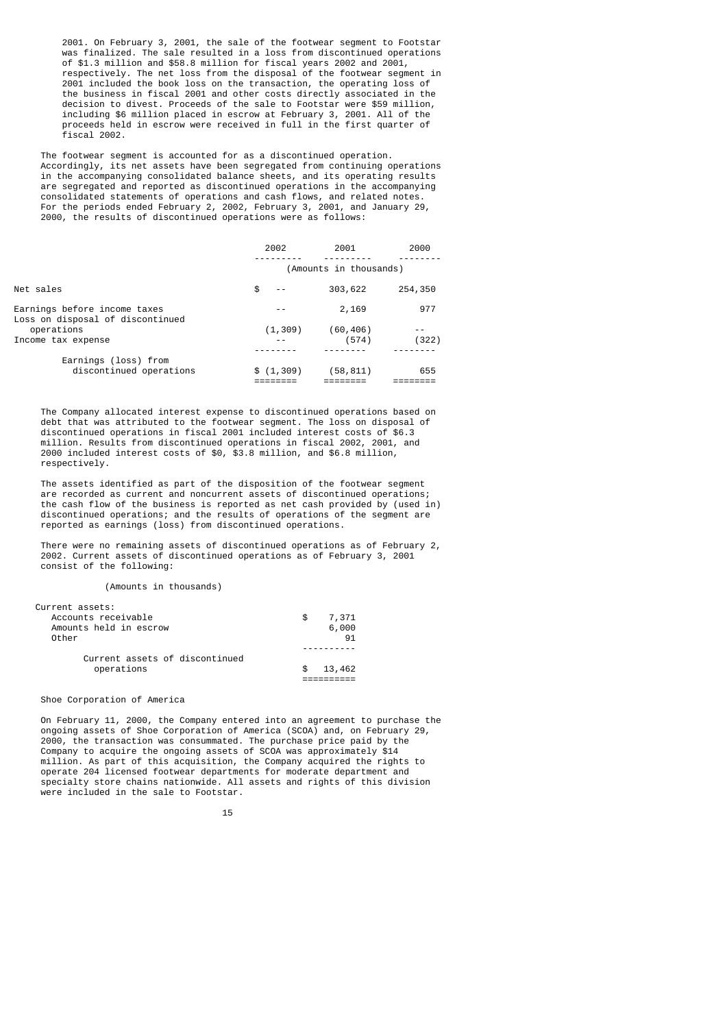2001. On February 3, 2001, the sale of the footwear segment to Footstar was finalized. The sale resulted in a loss from discontinued operations of $1.3 million and $58.8 million for fiscal years 2002 and 2001, respectively. The net loss from the disposal of the footwear segment in 2001 included the book loss on the transaction, the operating loss of the business in fiscal 2001 and other costs directly associated in the decision to divest. Proceeds of the sale to Footstar were $59 million, including $6 million placed in escrow at February 3, 2001. All of the proceeds held in escrow were received in full in the first quarter of fiscal 2002.

The footwear segment is accounted for as a discontinued operation. Accordingly, its net assets have been segregated from continuing operations in the accompanying consolidated balance sheets, and its operating results are segregated and reported as discontinued operations in the accompanying consolidated statements of operations and cash flows, and related notes. For the periods ended February 2, 2002, February 3, 2001, and January 29, 2000, the results of discontinued operations were as follows:

| | 2002 | 2001 | 2000 |
|---|---|---|---|
| | (Amounts in thousands) | | |
| Net sales | $ -- | 303,622 | 254,350 |
| Earnings before income taxes | -- | 2,169 | 977 |
| Loss on disposal of discontinued operations | (1,309) | (60,406) | -- |
| Income tax expense | -- | (574) | (322) |
| Earnings (loss) from discontinued operations | $ (1,309) | (58,811) | 655 |

The Company allocated interest expense to discontinued operations based on debt that was attributed to the footwear segment. The loss on disposal of discontinued operations in fiscal 2001 included interest costs of $6.3 million. Results from discontinued operations in fiscal 2002, 2001, and 2000 included interest costs of $0, $3.8 million, and $6.8 million, respectively.

The assets identified as part of the disposition of the footwear segment are recorded as current and noncurrent assets of discontinued operations; the cash flow of the business is reported as net cash provided by (used in) discontinued operations; and the results of operations of the segment are reported as earnings (loss) from discontinued operations.

There were no remaining assets of discontinued operations as of February 2, 2002. Current assets of discontinued operations as of February 3, 2001 consist of the following:

(Amounts in thousands)

| | |
|---|---|
| Current assets: | |
| Accounts receivable | $ 7,371 |
| Amounts held in escrow | 6,000 |
| Other | 91 |
| Current assets of discontinued operations | $ 13,462 |

Shoe Corporation of America

On February 11, 2000, the Company entered into an agreement to purchase the ongoing assets of Shoe Corporation of America (SCOA) and, on February 29, 2000, the transaction was consummated. The purchase price paid by the Company to acquire the ongoing assets of SCOA was approximately $14 million. As part of this acquisition, the Company acquired the rights to operate 204 licensed footwear departments for moderate department and specialty store chains nationwide. All assets and rights of this division were included in the sale to Footstar.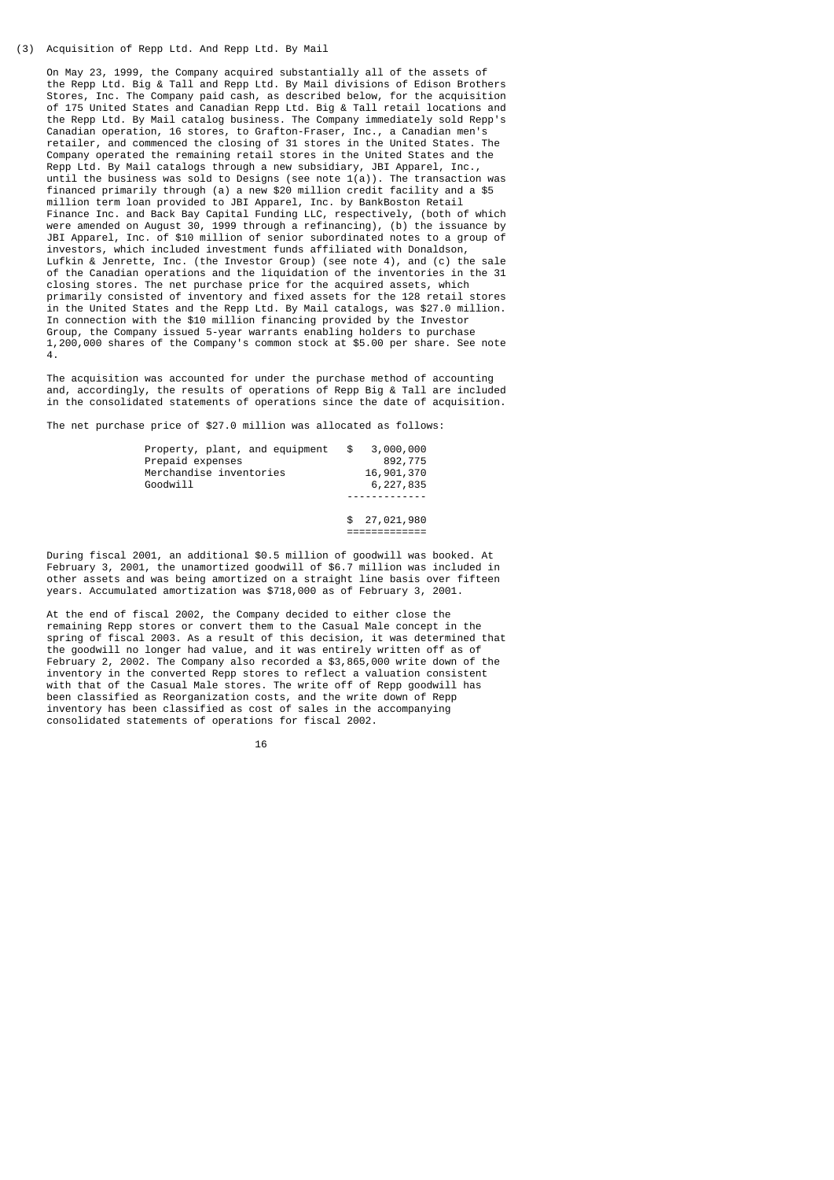### (3) Acquisition of Repp Ltd. And Repp Ltd. By Mail

On May 23, 1999, the Company acquired substantially all of the assets of the Repp Ltd. Big & Tall and Repp Ltd. By Mail divisions of Edison Brothers Stores, Inc. The Company paid cash, as described below, for the acquisition of 175 United States and Canadian Repp Ltd. Big & Tall retail locations and the Repp Ltd. By Mail catalog business. The Company immediately sold Repp's Canadian operation, 16 stores, to Grafton-Fraser, Inc., a Canadian men's retailer, and commenced the closing of 31 stores in the United States. The Company operated the remaining retail stores in the United States and the Repp Ltd. By Mail catalogs through a new subsidiary, JBI Apparel, Inc., until the business was sold to Designs (see note 1(a)). The transaction was financed primarily through (a) a new $20 million credit facility and a $5 million term loan provided to JBI Apparel, Inc. by BankBoston Retail Finance Inc. and Back Bay Capital Funding LLC, respectively, (both of which were amended on August 30, 1999 through a refinancing), (b) the issuance by JBI Apparel, Inc. of $10 million of senior subordinated notes to a group of investors, which included investment funds affiliated with Donaldson, Lufkin & Jenrette, Inc. (the Investor Group) (see note 4), and (c) the sale of the Canadian operations and the liquidation of the inventories in the 31 closing stores. The net purchase price for the acquired assets, which primarily consisted of inventory and fixed assets for the 128 retail stores in the United States and the Repp Ltd. By Mail catalogs, was $27.0 million. In connection with the $10 million financing provided by the Investor Group, the Company issued 5-year warrants enabling holders to purchase 1,200,000 shares of the Company's common stock at $5.00 per share. See note 4.

The acquisition was accounted for under the purchase method of accounting and, accordingly, the results of operations of Repp Big & Tall are included in the consolidated statements of operations since the date of acquisition.

The net purchase price of $27.0 million was allocated as follows:

| | |
|---|---|
| Property, plant, and equipment | $ 3,000,000 |
| Prepaid expenses | 892,775 |
| Merchandise inventories | 16,901,370 |
| Goodwill | 6,227,835 |
| | $ 27,021,980 |

During fiscal 2001, an additional $0.5 million of goodwill was booked. At February 3, 2001, the unamortized goodwill of $6.7 million was included in other assets and was being amortized on a straight line basis over fifteen years. Accumulated amortization was $718,000 as of February 3, 2001.

At the end of fiscal 2002, the Company decided to either close the remaining Repp stores or convert them to the Casual Male concept in the spring of fiscal 2003. As a result of this decision, it was determined that the goodwill no longer had value, and it was entirely written off as of February 2, 2002. The Company also recorded a $3,865,000 write down of the inventory in the converted Repp stores to reflect a valuation consistent with that of the Casual Male stores. The write off of Repp goodwill has been classified as Reorganization costs, and the write down of Repp inventory has been classified as cost of sales in the accompanying consolidated statements of operations for fiscal 2002.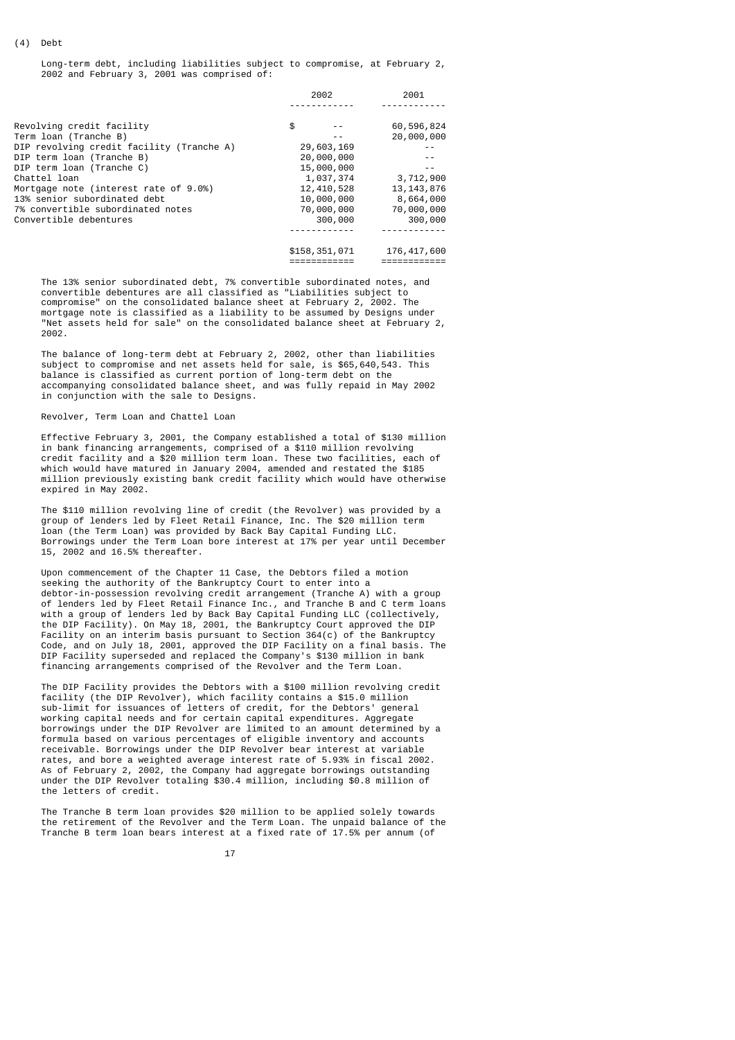## (4) Debt

Long-term debt, including liabilities subject to compromise, at February 2, 2002 and February 3, 2001 was comprised of:

| | 2002 | 2001 |
|---|---|---|
| Revolving credit facility | $ -- | 60,596,824 |
| Term loan (Tranche B) | -- | 20,000,000 |
| DIP revolving credit facility (Tranche A) | 29,603,169 | -- |
| DIP term loan (Tranche B) | 20,000,000 | -- |
| DIP term loan (Tranche C) | 15,000,000 | -- |
| Chattel loan | 1,037,374 | 3,712,900 |
| Mortgage note (interest rate of 9.0%) | 12,410,528 | 13,143,876 |
| 13% senior subordinated debt | 10,000,000 | 8,664,000 |
| 7% convertible subordinated notes | 70,000,000 | 70,000,000 |
| Convertible debentures | 300,000 | 300,000 |
| | $158,351,071 | 176,417,600 |

The 13% senior subordinated debt, 7% convertible subordinated notes, and convertible debentures are all classified as "Liabilities subject to compromise" on the consolidated balance sheet at February 2, 2002. The mortgage note is classified as a liability to be assumed by Designs under "Net assets held for sale" on the consolidated balance sheet at February 2, 2002.

The balance of long-term debt at February 2, 2002, other than liabilities subject to compromise and net assets held for sale, is $65,640,543. This balance is classified as current portion of long-term debt on the accompanying consolidated balance sheet, and was fully repaid in May 2002 in conjunction with the sale to Designs.

### Revolver, Term Loan and Chattel Loan

Effective February 3, 2001, the Company established a total of $130 million in bank financing arrangements, comprised of a $110 million revolving credit facility and a $20 million term loan. These two facilities, each of which would have matured in January 2004, amended and restated the $185 million previously existing bank credit facility which would have otherwise expired in May 2002.

The $110 million revolving line of credit (the Revolver) was provided by a group of lenders led by Fleet Retail Finance, Inc. The $20 million term loan (the Term Loan) was provided by Back Bay Capital Funding LLC. Borrowings under the Term Loan bore interest at 17% per year until December 15, 2002 and 16.5% thereafter.

Upon commencement of the Chapter 11 Case, the Debtors filed a motion seeking the authority of the Bankruptcy Court to enter into a debtor-in-possession revolving credit arrangement (Tranche A) with a group of lenders led by Fleet Retail Finance Inc., and Tranche B and C term loans with a group of lenders led by Back Bay Capital Funding LLC (collectively, the DIP Facility). On May 18, 2001, the Bankruptcy Court approved the DIP Facility on an interim basis pursuant to Section 364(c) of the Bankruptcy Code, and on July 18, 2001, approved the DIP Facility on a final basis. The DIP Facility superseded and replaced the Company's $130 million in bank financing arrangements comprised of the Revolver and the Term Loan.

The DIP Facility provides the Debtors with a $100 million revolving credit facility (the DIP Revolver), which facility contains a $15.0 million sub-limit for issuances of letters of credit, for the Debtors' general working capital needs and for certain capital expenditures. Aggregate borrowings under the DIP Revolver are limited to an amount determined by a formula based on various percentages of eligible inventory and accounts receivable. Borrowings under the DIP Revolver bear interest at variable rates, and bore a weighted average interest rate of 5.93% in fiscal 2002. As of February 2, 2002, the Company had aggregate borrowings outstanding under the DIP Revolver totaling $30.4 million, including $0.8 million of the letters of credit.

The Tranche B term loan provides $20 million to be applied solely towards the retirement of the Revolver and the Term Loan. The unpaid balance of the Tranche B term loan bears interest at a fixed rate of 17.5% per annum (of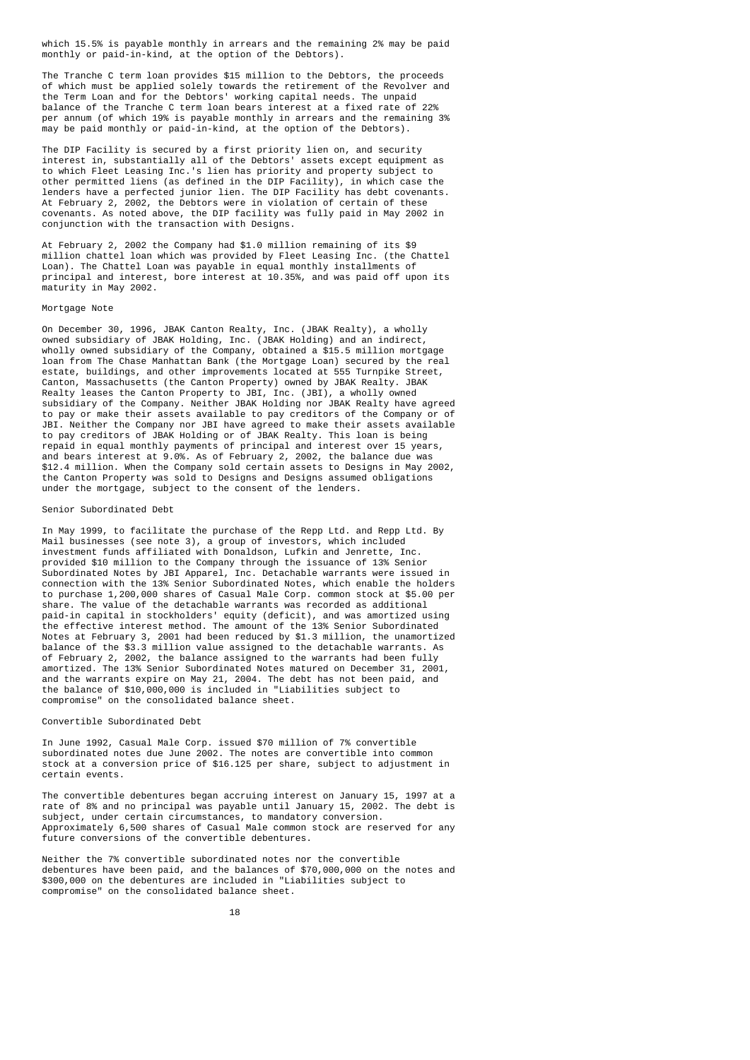which 15.5% is payable monthly in arrears and the remaining 2% may be paid monthly or paid-in-kind, at the option of the Debtors).

The Tranche C term loan provides $15 million to the Debtors, the proceeds of which must be applied solely towards the retirement of the Revolver and the Term Loan and for the Debtors' working capital needs. The unpaid balance of the Tranche C term loan bears interest at a fixed rate of 22% per annum (of which 19% is payable monthly in arrears and the remaining 3% may be paid monthly or paid-in-kind, at the option of the Debtors).

The DIP Facility is secured by a first priority lien on, and security interest in, substantially all of the Debtors' assets except equipment as to which Fleet Leasing Inc.'s lien has priority and property subject to other permitted liens (as defined in the DIP Facility), in which case the lenders have a perfected junior lien. The DIP Facility has debt covenants. At February 2, 2002, the Debtors were in violation of certain of these covenants. As noted above, the DIP facility was fully paid in May 2002 in conjunction with the transaction with Designs.

At February 2, 2002 the Company had $1.0 million remaining of its $9 million chattel loan which was provided by Fleet Leasing Inc. (the Chattel Loan). The Chattel Loan was payable in equal monthly installments of principal and interest, bore interest at 10.35%, and was paid off upon its maturity in May 2002.

Mortgage Note

On December 30, 1996, JBAK Canton Realty, Inc. (JBAK Realty), a wholly owned subsidiary of JBAK Holding, Inc. (JBAK Holding) and an indirect, wholly owned subsidiary of the Company, obtained a $15.5 million mortgage loan from The Chase Manhattan Bank (the Mortgage Loan) secured by the real estate, buildings, and other improvements located at 555 Turnpike Street, Canton, Massachusetts (the Canton Property) owned by JBAK Realty. JBAK Realty leases the Canton Property to JBI, Inc. (JBI), a wholly owned subsidiary of the Company. Neither JBAK Holding nor JBAK Realty have agreed to pay or make their assets available to pay creditors of the Company or of JBI. Neither the Company nor JBI have agreed to make their assets available to pay creditors of JBAK Holding or of JBAK Realty. This loan is being repaid in equal monthly payments of principal and interest over 15 years, and bears interest at 9.0%. As of February 2, 2002, the balance due was $12.4 million. When the Company sold certain assets to Designs in May 2002, the Canton Property was sold to Designs and Designs assumed obligations under the mortgage, subject to the consent of the lenders.

Senior Subordinated Debt

In May 1999, to facilitate the purchase of the Repp Ltd. and Repp Ltd. By Mail businesses (see note 3), a group of investors, which included investment funds affiliated with Donaldson, Lufkin and Jenrette, Inc. provided $10 million to the Company through the issuance of 13% Senior Subordinated Notes by JBI Apparel, Inc. Detachable warrants were issued in connection with the 13% Senior Subordinated Notes, which enable the holders to purchase 1,200,000 shares of Casual Male Corp. common stock at $5.00 per share. The value of the detachable warrants was recorded as additional paid-in capital in stockholders' equity (deficit), and was amortized using the effective interest method. The amount of the 13% Senior Subordinated Notes at February 3, 2001 had been reduced by $1.3 million, the unamortized balance of the $3.3 million value assigned to the detachable warrants. As of February 2, 2002, the balance assigned to the warrants had been fully amortized. The 13% Senior Subordinated Notes matured on December 31, 2001, and the warrants expire on May 21, 2004. The debt has not been paid, and the balance of $10,000,000 is included in "Liabilities subject to compromise" on the consolidated balance sheet.

Convertible Subordinated Debt

In June 1992, Casual Male Corp. issued $70 million of 7% convertible subordinated notes due June 2002. The notes are convertible into common stock at a conversion price of $16.125 per share, subject to adjustment in certain events.

The convertible debentures began accruing interest on January 15, 1997 at a rate of 8% and no principal was payable until January 15, 2002. The debt is subject, under certain circumstances, to mandatory conversion. Approximately 6,500 shares of Casual Male common stock are reserved for any future conversions of the convertible debentures.

Neither the 7% convertible subordinated notes nor the convertible debentures have been paid, and the balances of $70,000,000 on the notes and $300,000 on the debentures are included in "Liabilities subject to compromise" on the consolidated balance sheet.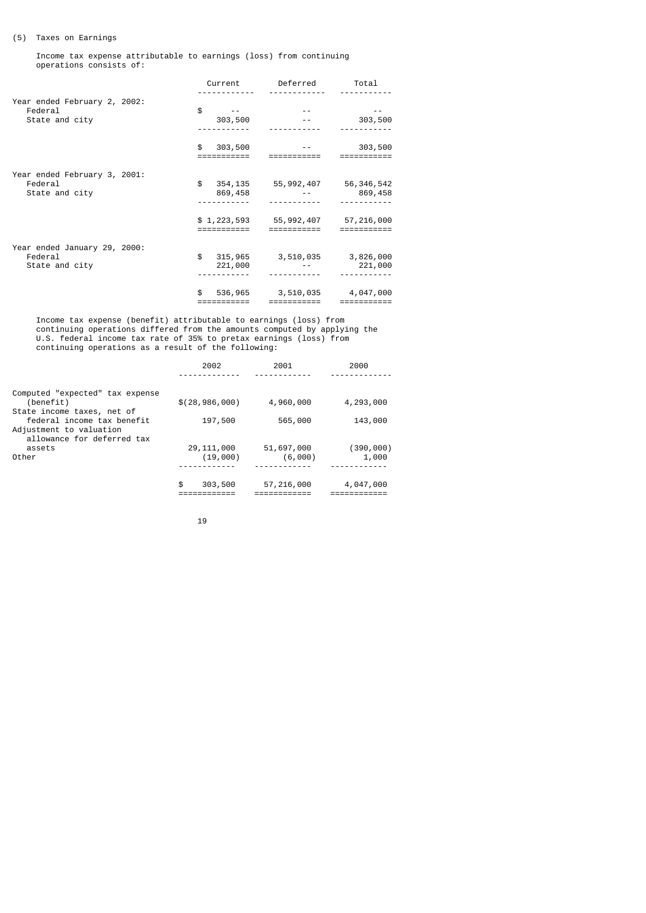(5) Taxes on Earnings

Income tax expense attributable to earnings (loss) from continuing operations consists of:

| | Current | Deferred | Total |
|---|---|---|---|
| Year ended February 2, 2002: | | | |
| Federal | $ -- | -- | -- |
| State and city | 303,500 | -- | 303,500 |
| | $ 303,500 | -- | 303,500 |
| Year ended February 3, 2001: | | | |
| Federal | $ 354,135 | 55,992,407 | 56,346,542 |
| State and city | 869,458 | -- | 869,458 |
| | $ 1,223,593 | 55,992,407 | 57,216,000 |
| Year ended January 29, 2000: | | | |
| Federal | $ 315,965 | 3,510,035 | 3,826,000 |
| State and city | 221,000 | -- | 221,000 |
| | $ 536,965 | 3,510,035 | 4,047,000 |

Income tax expense (benefit) attributable to earnings (loss) from continuing operations differed from the amounts computed by applying the U.S. federal income tax rate of 35% to pretax earnings (loss) from continuing operations as a result of the following:

| | 2002 | 2001 | 2000 |
|---|---|---|---|
| Computed "expected" tax expense (benefit) | $(28,986,000) | 4,960,000 | 4,293,000 |
| State income taxes, net of federal income tax benefit | 197,500 | 565,000 | 143,000 |
| Adjustment to valuation allowance for deferred tax assets | 29,111,000 | 51,697,000 | (390,000) |
| Other | (19,000) | (6,000) | 1,000 |
| | $ 303,500 | 57,216,000 | 4,047,000 |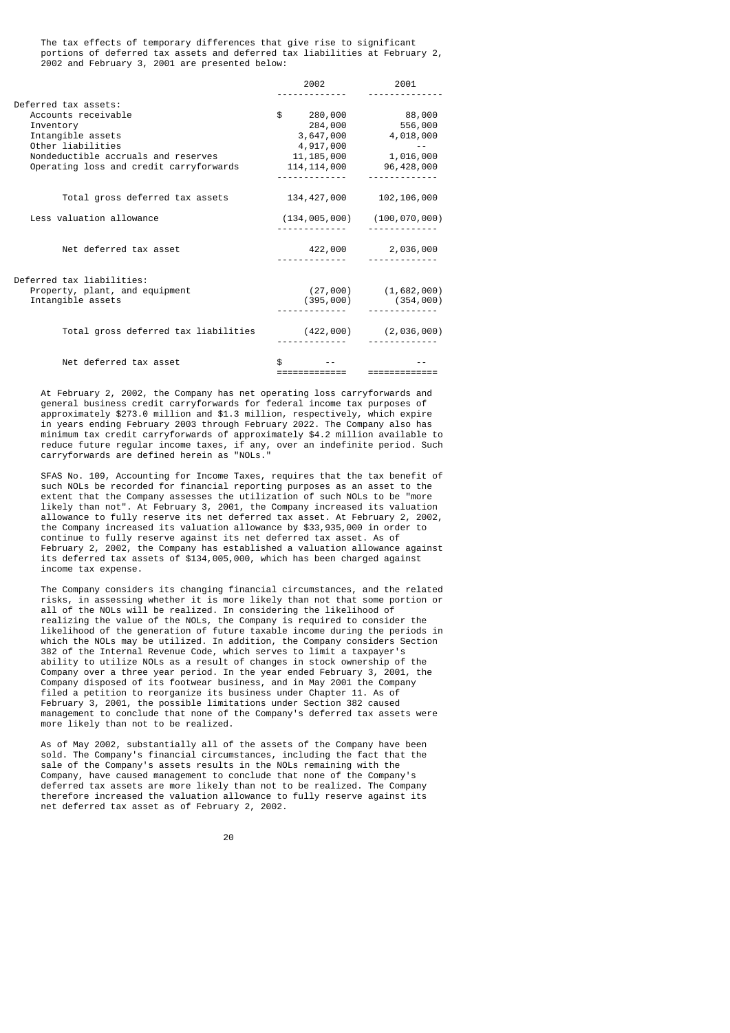The tax effects of temporary differences that give rise to significant portions of deferred tax assets and deferred tax liabilities at February 2, 2002 and February 3, 2001 are presented below:

| | 2002 | 2001 |
|---|---|---|
| Deferred tax assets: | | |
| Accounts receivable | $ 280,000 | 88,000 |
| Inventory | 284,000 | 556,000 |
| Intangible assets | 3,647,000 | 4,018,000 |
| Other liabilities | 4,917,000 | -- |
| Nondeductible accruals and reserves | 11,185,000 | 1,016,000 |
| Operating loss and credit carryforwards | 114,114,000 | 96,428,000 |
| Total gross deferred tax assets | 134,427,000 | 102,106,000 |
| Less valuation allowance | (134,005,000) | (100,070,000) |
| Net deferred tax asset | 422,000 | 2,036,000 |
| Deferred tax liabilities: | | |
| Property, plant, and equipment | (27,000) | (1,682,000) |
| Intangible assets | (395,000) | (354,000) |
| Total gross deferred tax liabilities | (422,000) | (2,036,000) |
| Net deferred tax asset | $ -- | -- |

At February 2, 2002, the Company has net operating loss carryforwards and general business credit carryforwards for federal income tax purposes of approximately $273.0 million and $1.3 million, respectively, which expire in years ending February 2003 through February 2022. The Company also has minimum tax credit carryforwards of approximately $4.2 million available to reduce future regular income taxes, if any, over an indefinite period. Such carryforwards are defined herein as "NOLs."

SFAS No. 109, Accounting for Income Taxes, requires that the tax benefit of such NOLs be recorded for financial reporting purposes as an asset to the extent that the Company assesses the utilization of such NOLs to be "more likely than not". At February 3, 2001, the Company increased its valuation allowance to fully reserve its net deferred tax asset. At February 2, 2002, the Company increased its valuation allowance by $33,935,000 in order to continue to fully reserve against its net deferred tax asset. As of February 2, 2002, the Company has established a valuation allowance against its deferred tax assets of $134,005,000, which has been charged against income tax expense.

The Company considers its changing financial circumstances, and the related risks, in assessing whether it is more likely than not that some portion or all of the NOLs will be realized. In considering the likelihood of realizing the value of the NOLs, the Company is required to consider the likelihood of the generation of future taxable income during the periods in which the NOLs may be utilized. In addition, the Company considers Section 382 of the Internal Revenue Code, which serves to limit a taxpayer's ability to utilize NOLs as a result of changes in stock ownership of the Company over a three year period. In the year ended February 3, 2001, the Company disposed of its footwear business, and in May 2001 the Company filed a petition to reorganize its business under Chapter 11. As of February 3, 2001, the possible limitations under Section 382 caused management to conclude that none of the Company's deferred tax assets were more likely than not to be realized.

As of May 2002, substantially all of the assets of the Company have been sold. The Company's financial circumstances, including the fact that the sale of the Company's assets results in the NOLs remaining with the Company, have caused management to conclude that none of the Company's deferred tax assets are more likely than not to be realized. The Company therefore increased the valuation allowance to fully reserve against its net deferred tax asset as of February 2, 2002.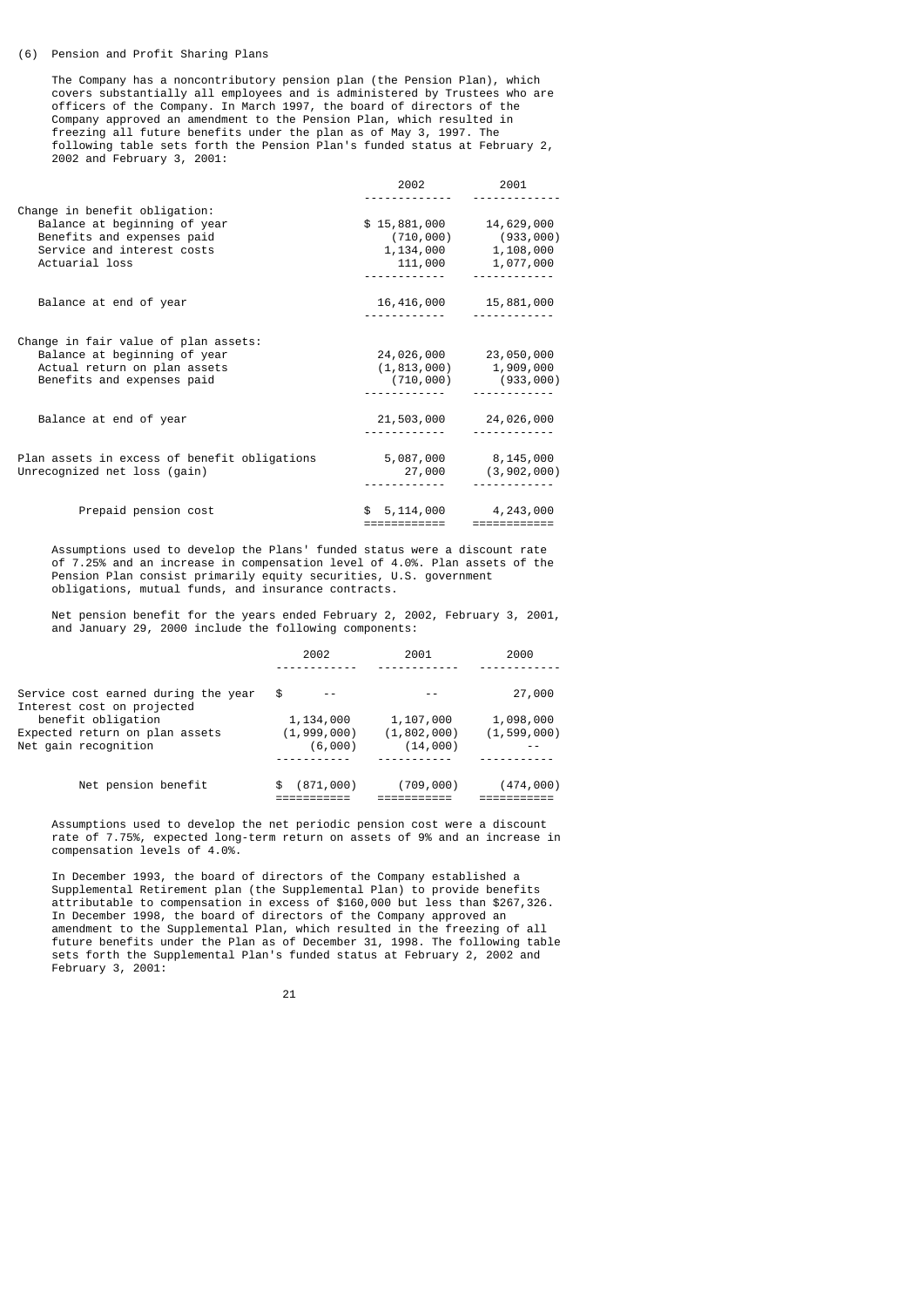(6) Pension and Profit Sharing Plans

The Company has a noncontributory pension plan (the Pension Plan), which covers substantially all employees and is administered by Trustees who are officers of the Company. In March 1997, the board of directors of the Company approved an amendment to the Pension Plan, which resulted in freezing all future benefits under the plan as of May 3, 1997. The following table sets forth the Pension Plan's funded status at February 2, 2002 and February 3, 2001:

| | 2002 | 2001 |
|---|---|---|
| Change in benefit obligation: | | |
| Balance at beginning of year | $ 15,881,000 | 14,629,000 |
| Benefits and expenses paid | (710,000) | (933,000) |
| Service and interest costs | 1,134,000 | 1,108,000 |
| Actuarial loss | 111,000 | 1,077,000 |
| Balance at end of year | 16,416,000 | 15,881,000 |
| Change in fair value of plan assets: | | |
| Balance at beginning of year | 24,026,000 | 23,050,000 |
| Actual return on plan assets | (1,813,000) | 1,909,000 |
| Benefits and expenses paid | (710,000) | (933,000) |
| Balance at end of year | 21,503,000 | 24,026,000 |
| Plan assets in excess of benefit obligations | 5,087,000 | 8,145,000 |
| Unrecognized net loss (gain) | 27,000 | (3,902,000) |
| Prepaid pension cost | $ 5,114,000 | 4,243,000 |

Assumptions used to develop the Plans' funded status were a discount rate of 7.25% and an increase in compensation level of 4.0%. Plan assets of the Pension Plan consist primarily equity securities, U.S. government obligations, mutual funds, and insurance contracts.

Net pension benefit for the years ended February 2, 2002, February 3, 2001, and January 29, 2000 include the following components:

| | 2002 | 2001 | 2000 |
|---|---|---|---|
| Service cost earned during the year | $ -- | -- | 27,000 |
| Interest cost on projected benefit obligation | 1,134,000 | 1,107,000 | 1,098,000 |
| Expected return on plan assets | (1,999,000) | (1,802,000) | (1,599,000) |
| Net gain recognition | (6,000) | (14,000) | -- |
| Net pension benefit | $ (871,000) | (709,000) | (474,000) |

Assumptions used to develop the net periodic pension cost were a discount rate of 7.75%, expected long-term return on assets of 9% and an increase in compensation levels of 4.0%.

In December 1993, the board of directors of the Company established a Supplemental Retirement plan (the Supplemental Plan) to provide benefits attributable to compensation in excess of $160,000 but less than $267,326. In December 1998, the board of directors of the Company approved an amendment to the Supplemental Plan, which resulted in the freezing of all future benefits under the Plan as of December 31, 1998. The following table sets forth the Supplemental Plan's funded status at February 2, 2002 and February 3, 2001: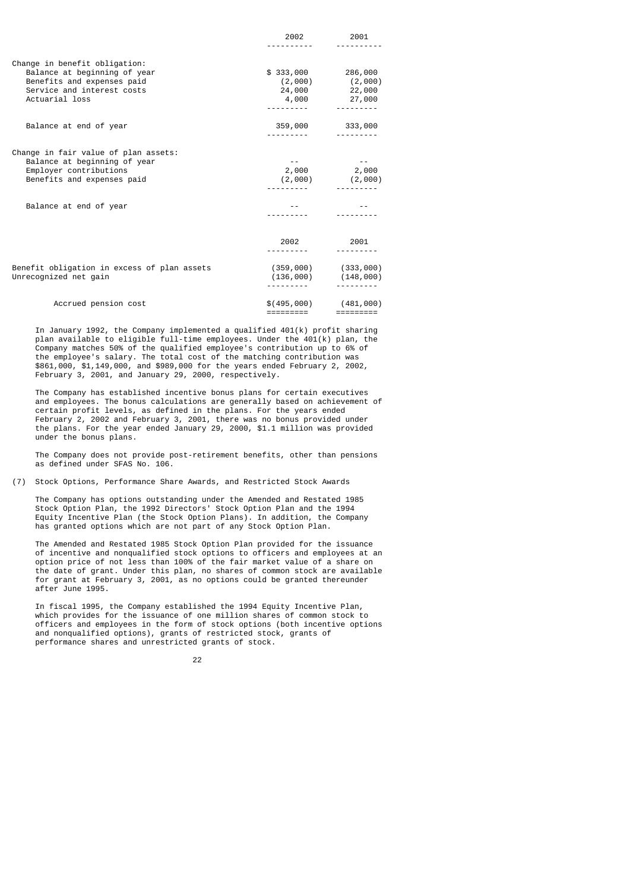|  | 2002 | 2001 |
|---|---|---|
| Change in benefit obligation: |  |  |
| Balance at beginning of year | $ 333,000 | 286,000 |
| Benefits and expenses paid | (2,000) | (2,000) |
| Service and interest costs | 24,000 | 22,000 |
| Actuarial loss | 4,000 | 27,000 |
| Balance at end of year | 359,000 | 333,000 |
| Change in fair value of plan assets: |  |  |
| Balance at beginning of year | -- | -- |
| Employer contributions | 2,000 | 2,000 |
| Benefits and expenses paid | (2,000) | (2,000) |
| Balance at end of year | -- | -- |

|  | 2002 | 2001 |
|---|---|---|
| Benefit obligation in excess of plan assets | (359,000) | (333,000) |
| Unrecognized net gain | (136,000) | (148,000) |
| Accrued pension cost | $(495,000) | (481,000) |

In January 1992, the Company implemented a qualified 401(k) profit sharing plan available to eligible full-time employees. Under the 401(k) plan, the Company matches 50% of the qualified employee's contribution up to 6% of the employee's salary. The total cost of the matching contribution was $861,000, $1,149,000, and $989,000 for the years ended February 2, 2002, February 3, 2001, and January 29, 2000, respectively.

The Company has established incentive bonus plans for certain executives and employees. The bonus calculations are generally based on achievement of certain profit levels, as defined in the plans. For the years ended February 2, 2002 and February 3, 2001, there was no bonus provided under the plans. For the year ended January 29, 2000, $1.1 million was provided under the bonus plans.

The Company does not provide post-retirement benefits, other than pensions as defined under SFAS No. 106.

(7) Stock Options, Performance Share Awards, and Restricted Stock Awards

The Company has options outstanding under the Amended and Restated 1985 Stock Option Plan, the 1992 Directors' Stock Option Plan and the 1994 Equity Incentive Plan (the Stock Option Plans). In addition, the Company has granted options which are not part of any Stock Option Plan.

The Amended and Restated 1985 Stock Option Plan provided for the issuance of incentive and nonqualified stock options to officers and employees at an option price of not less than 100% of the fair market value of a share on the date of grant. Under this plan, no shares of common stock are available for grant at February 3, 2001, as no options could be granted thereunder after June 1995.

In fiscal 1995, the Company established the 1994 Equity Incentive Plan, which provides for the issuance of one million shares of common stock to officers and employees in the form of stock options (both incentive options and nonqualified options), grants of restricted stock, grants of performance shares and unrestricted grants of stock.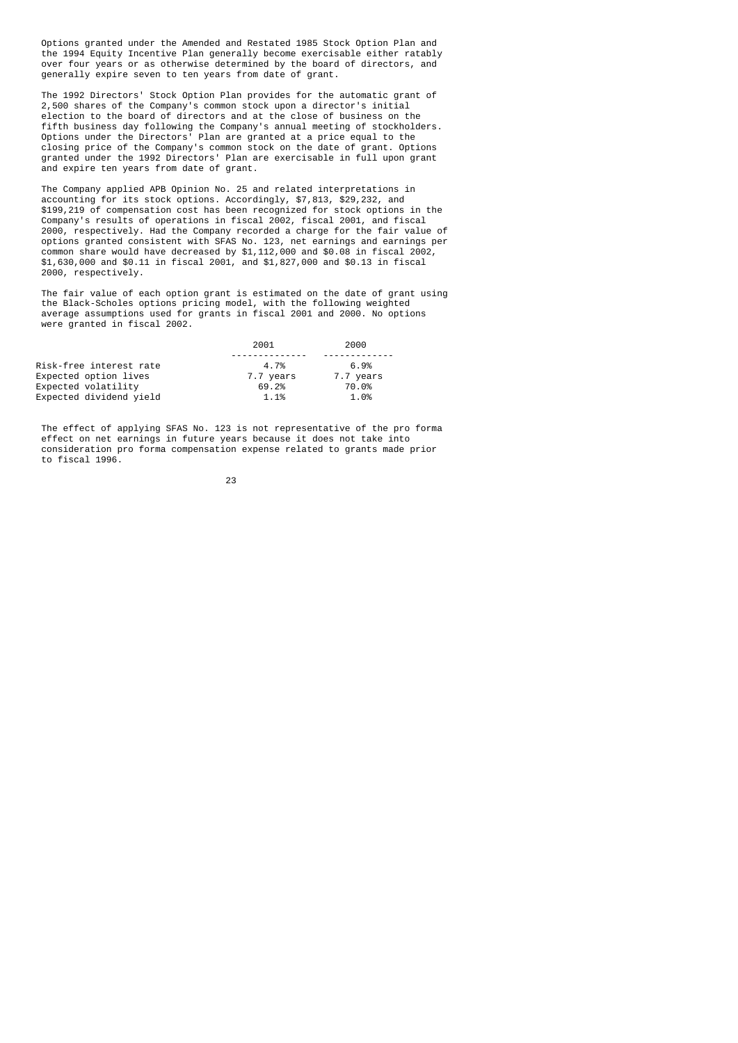Options granted under the Amended and Restated 1985 Stock Option Plan and the 1994 Equity Incentive Plan generally become exercisable either ratably over four years or as otherwise determined by the board of directors, and generally expire seven to ten years from date of grant.

The 1992 Directors' Stock Option Plan provides for the automatic grant of 2,500 shares of the Company's common stock upon a director's initial election to the board of directors and at the close of business on the fifth business day following the Company's annual meeting of stockholders. Options under the Directors' Plan are granted at a price equal to the closing price of the Company's common stock on the date of grant. Options granted under the 1992 Directors' Plan are exercisable in full upon grant and expire ten years from date of grant.

The Company applied APB Opinion No. 25 and related interpretations in accounting for its stock options. Accordingly, $7,813, $29,232, and $199,219 of compensation cost has been recognized for stock options in the Company's results of operations in fiscal 2002, fiscal 2001, and fiscal 2000, respectively. Had the Company recorded a charge for the fair value of options granted consistent with SFAS No. 123, net earnings and earnings per common share would have decreased by $1,112,000 and $0.08 in fiscal 2002, $1,630,000 and $0.11 in fiscal 2001, and $1,827,000 and $0.13 in fiscal 2000, respectively.

The fair value of each option grant is estimated on the date of grant using the Black-Scholes options pricing model, with the following weighted average assumptions used for grants in fiscal 2001 and 2000. No options were granted in fiscal 2002.

| | 2001 | 2000 |
|---|---|---|
| Risk-free interest rate | 4.7% | 6.9% |
| Expected option lives | 7.7 years | 7.7 years |
| Expected volatility | 69.2% | 70.0% |
| Expected dividend yield | 1.1% | 1.0% |

The effect of applying SFAS No. 123 is not representative of the pro forma effect on net earnings in future years because it does not take into consideration pro forma compensation expense related to grants made prior to fiscal 1996.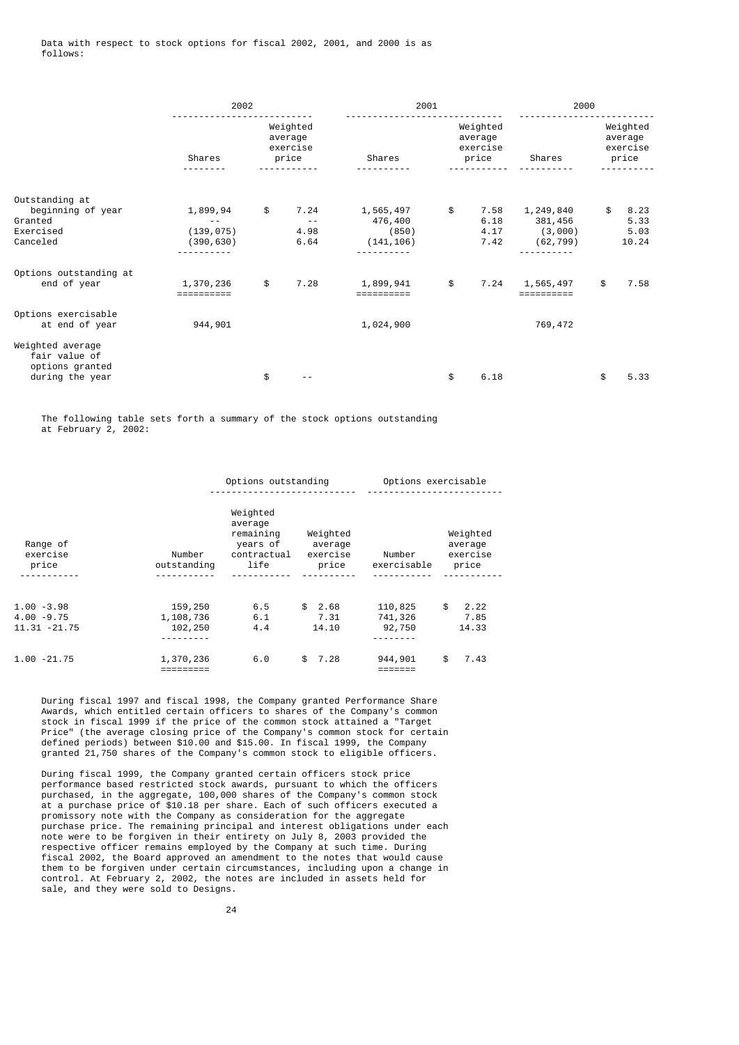Data with respect to stock options for fiscal 2002, 2001, and 2000 is as follows:

| | 2002 | | 2001 | | 2000 | |
|---|---|---|---|---|---|---|
| | Shares | Weighted average exercise price | Shares | Weighted average exercise price | Shares | Weighted average exercise price |
| Outstanding at beginning of year | 1,899,94 | $ 7.24 | 1,565,497 | $ 7.58 | 1,249,840 | $ 8.23 |
| Granted | -- | -- | 476,400 | 6.18 | 381,456 | 5.33 |
| Exercised | (139,075) | 4.98 | (850) | 4.17 | (3,000) | 5.03 |
| Canceled | (390,630) | 6.64 | (141,106) | 7.42 | (62,799) | 10.24 |
| Options outstanding at end of year | 1,370,236 | $ 7.28 | 1,899,941 | $ 7.24 | 1,565,497 | $ 7.58 |
| Options exercisable at end of year | 944,901 | | 1,024,900 | | 769,472 | |
| Weighted average fair value of options granted during the year | | $ -- | | $ 6.18 | | $ 5.33 |

The following table sets forth a summary of the stock options outstanding at February 2, 2002:

| | Options outstanding | | | Options exercisable | |
|---|---|---|---|---|---|
| Range of exercise price | Number outstanding | Weighted average remaining years of contractual life | Weighted average exercise price | Number exercisable | Weighted average exercise price |
| 1.00 -3.98 | 159,250 | 6.5 | $ 2.68 | 110,825 | $ 2.22 |
| 4.00 -9.75 | 1,108,736 | 6.1 | 7.31 | 741,326 | 7.85 |
| 11.31 -21.75 | 102,250 | 4.4 | 14.10 | 92,750 | 14.33 |
| 1.00 -21.75 | 1,370,236 | 6.0 | $ 7.28 | 944,901 | $ 7.43 |

During fiscal 1997 and fiscal 1998, the Company granted Performance Share Awards, which entitled certain officers to shares of the Company's common stock in fiscal 1999 if the price of the common stock attained a "Target Price" (the average closing price of the Company's common stock for certain defined periods) between $10.00 and $15.00. In fiscal 1999, the Company granted 21,750 shares of the Company's common stock to eligible officers.

During fiscal 1999, the Company granted certain officers stock price performance based restricted stock awards, pursuant to which the officers purchased, in the aggregate, 100,000 shares of the Company's common stock at a purchase price of $10.18 per share. Each of such officers executed a promissory note with the Company as consideration for the aggregate purchase price. The remaining principal and interest obligations under each note were to be forgiven in their entirety on July 8, 2003 provided the respective officer remains employed by the Company at such time. During fiscal 2002, the Board approved an amendment to the notes that would cause them to be forgiven under certain circumstances, including upon a change in control. At February 2, 2002, the notes are included in assets held for sale, and they were sold to Designs.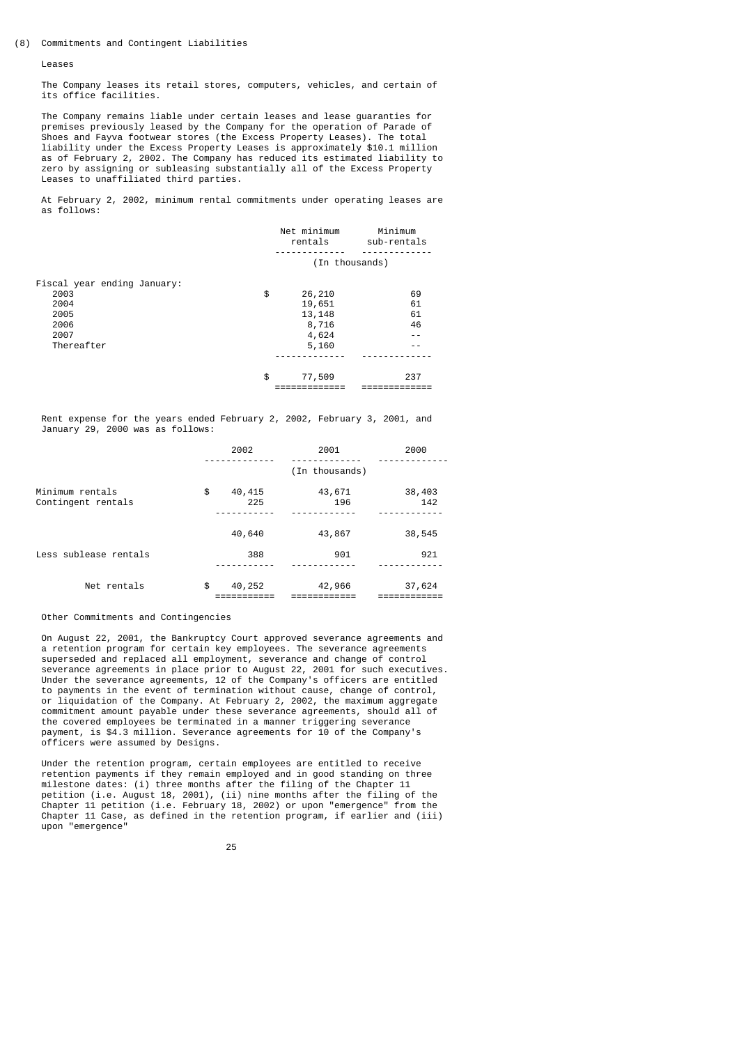## (8) Commitments and Contingent Liabilities

### Leases

The Company leases its retail stores, computers, vehicles, and certain of its office facilities.

The Company remains liable under certain leases and lease guaranties for premises previously leased by the Company for the operation of Parade of Shoes and Fayva footwear stores (the Excess Property Leases). The total liability under the Excess Property Leases is approximately $10.1 million as of February 2, 2002. The Company has reduced its estimated liability to zero by assigning or subleasing substantially all of the Excess Property Leases to unaffiliated third parties.

At February 2, 2002, minimum rental commitments under operating leases are as follows:

| | Net minimum rentals | Minimum sub-rentals |
|---|---|---|
| | (In thousands) | |
| Fiscal year ending January: | | |
| 2003 | $ 26,210 | 69 |
| 2004 | 19,651 | 61 |
| 2005 | 13,148 | 61 |
| 2006 | 8,716 | 46 |
| 2007 | 4,624 | -- |
| Thereafter | 5,160 | -- |
| | $ 77,509 | 237 |

Rent expense for the years ended February 2, 2002, February 3, 2001, and January 29, 2000 was as follows:

| | 2002 | 2001 | 2000 |
|---|---|---|---|
| | | (In thousands) | |
| Minimum rentals | $ 40,415 | 43,671 | 38,403 |
| Contingent rentals | 225 | 196 | 142 |
| | 40,640 | 43,867 | 38,545 |
| Less sublease rentals | 388 | 901 | 921 |
| Net rentals | $ 40,252 | 42,966 | 37,624 |

### Other Commitments and Contingencies

On August 22, 2001, the Bankruptcy Court approved severance agreements and a retention program for certain key employees. The severance agreements superseded and replaced all employment, severance and change of control severance agreements in place prior to August 22, 2001 for such executives. Under the severance agreements, 12 of the Company's officers are entitled to payments in the event of termination without cause, change of control, or liquidation of the Company. At February 2, 2002, the maximum aggregate commitment amount payable under these severance agreements, should all of the covered employees be terminated in a manner triggering severance payment, is $4.3 million. Severance agreements for 10 of the Company's officers were assumed by Designs.

Under the retention program, certain employees are entitled to receive retention payments if they remain employed and in good standing on three milestone dates: (i) three months after the filing of the Chapter 11 petition (i.e. August 18, 2001), (ii) nine months after the filing of the Chapter 11 petition (i.e. February 18, 2002) or upon "emergence" from the Chapter 11 Case, as defined in the retention program, if earlier and (iii) upon "emergence"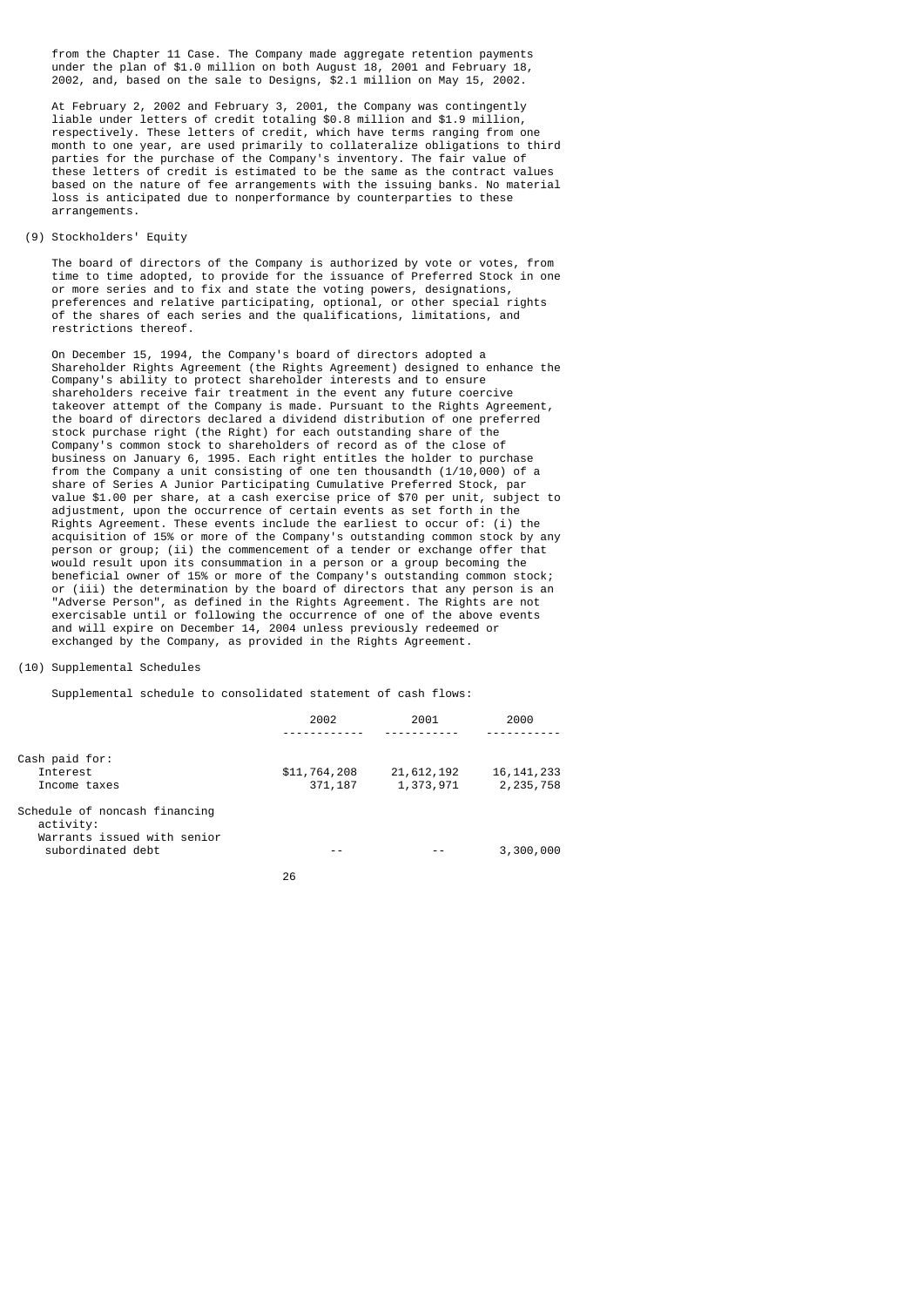from the Chapter 11 Case. The Company made aggregate retention payments under the plan of $1.0 million on both August 18, 2001 and February 18, 2002, and, based on the sale to Designs, $2.1 million on May 15, 2002.

At February 2, 2002 and February 3, 2001, the Company was contingently liable under letters of credit totaling $0.8 million and $1.9 million, respectively. These letters of credit, which have terms ranging from one month to one year, are used primarily to collateralize obligations to third parties for the purchase of the Company's inventory. The fair value of these letters of credit is estimated to be the same as the contract values based on the nature of fee arrangements with the issuing banks. No material loss is anticipated due to nonperformance by counterparties to these arrangements.

(9) Stockholders' Equity

The board of directors of the Company is authorized by vote or votes, from time to time adopted, to provide for the issuance of Preferred Stock in one or more series and to fix and state the voting powers, designations, preferences and relative participating, optional, or other special rights of the shares of each series and the qualifications, limitations, and restrictions thereof.

On December 15, 1994, the Company's board of directors adopted a Shareholder Rights Agreement (the Rights Agreement) designed to enhance the Company's ability to protect shareholder interests and to ensure shareholders receive fair treatment in the event any future coercive takeover attempt of the Company is made. Pursuant to the Rights Agreement, the board of directors declared a dividend distribution of one preferred stock purchase right (the Right) for each outstanding share of the Company's common stock to shareholders of record as of the close of business on January 6, 1995. Each right entitles the holder to purchase from the Company a unit consisting of one ten thousandth (1/10,000) of a share of Series A Junior Participating Cumulative Preferred Stock, par value $1.00 per share, at a cash exercise price of $70 per unit, subject to adjustment, upon the occurrence of certain events as set forth in the Rights Agreement. These events include the earliest to occur of: (i) the acquisition of 15% or more of the Company's outstanding common stock by any person or group; (ii) the commencement of a tender or exchange offer that would result upon its consummation in a person or a group becoming the beneficial owner of 15% or more of the Company's outstanding common stock; or (iii) the determination by the board of directors that any person is an "Adverse Person", as defined in the Rights Agreement. The Rights are not exercisable until or following the occurrence of one of the above events and will expire on December 14, 2004 unless previously redeemed or exchanged by the Company, as provided in the Rights Agreement.

(10) Supplemental Schedules

Supplemental schedule to consolidated statement of cash flows:

| | 2002 | 2001 | 2000 |
|---|---|---|---|
| Cash paid for: | | | |
| Interest | $11,764,208 | 21,612,192 | 16,141,233 |
| Income taxes | 371,187 | 1,373,971 | 2,235,758 |
| Schedule of noncash financing activity: | | | |
| Warrants issued with senior subordinated debt | -- | -- | 3,300,000 |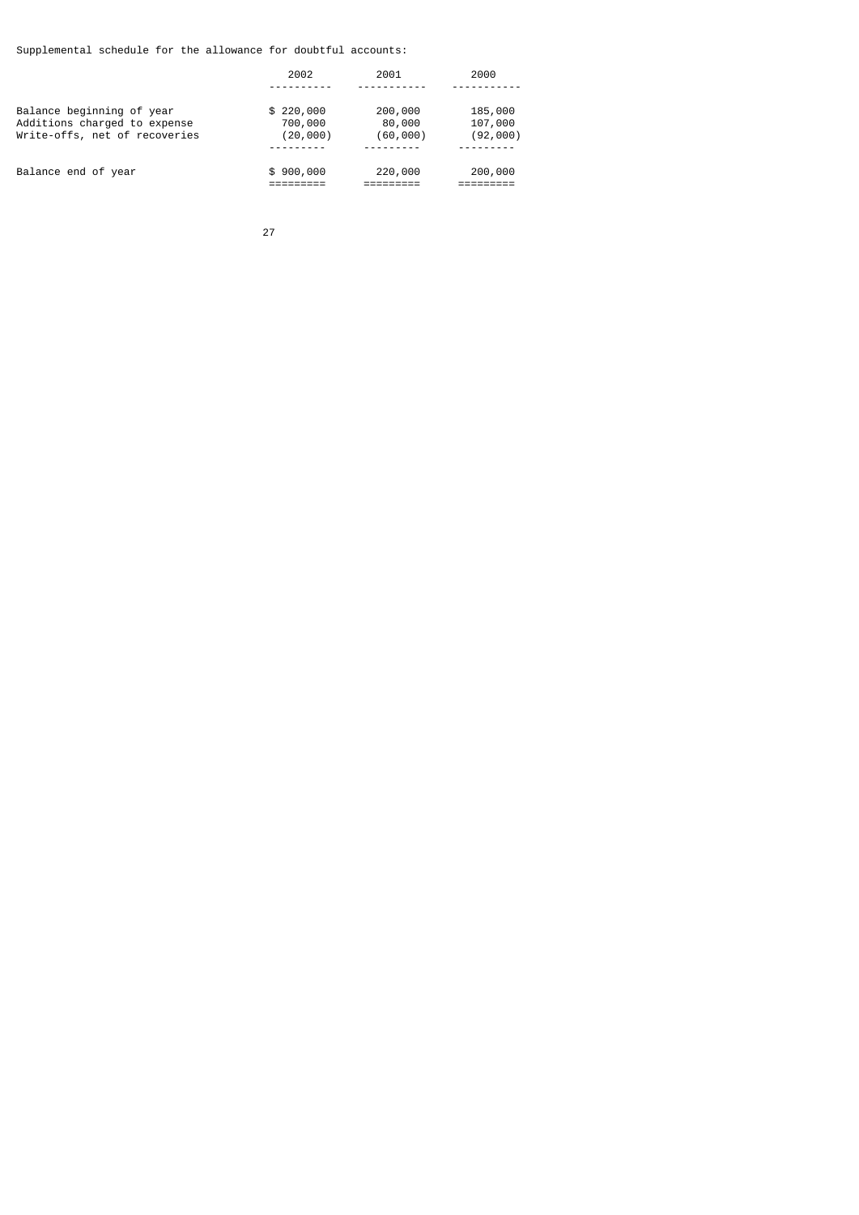Supplemental schedule for the allowance for doubtful accounts:

| | 2002 | 2001 | 2000 |
|---|---|---|---|
| Balance beginning of year | $ 220,000 | 200,000 | 185,000 |
| Additions charged to expense | 700,000 | 80,000 | 107,000 |
| Write-offs, net of recoveries | (20,000) | (60,000) | (92,000) |
| Balance end of year | $ 900,000 | 220,000 | 200,000 |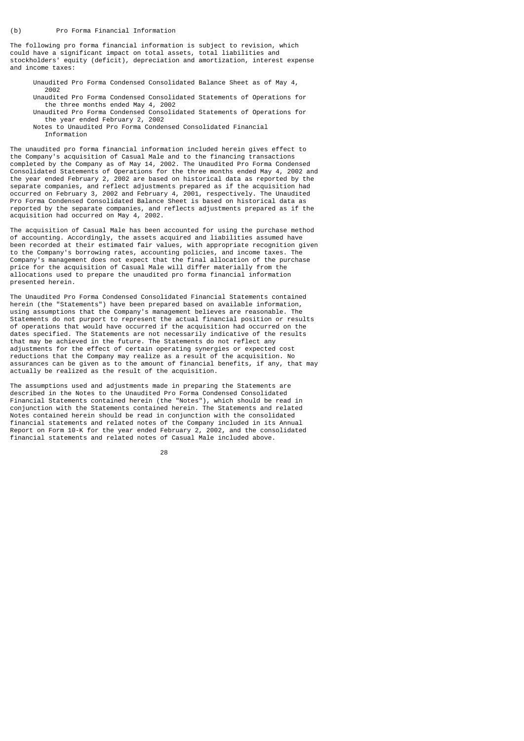(b) Pro Forma Financial Information

The following pro forma financial information is subject to revision, which could have a significant impact on total assets, total liabilities and stockholders' equity (deficit), depreciation and amortization, interest expense and income taxes:

- Unaudited Pro Forma Condensed Consolidated Balance Sheet as of May 4, 2002
- Unaudited Pro Forma Condensed Consolidated Statements of Operations for the three months ended May 4, 2002
- Unaudited Pro Forma Condensed Consolidated Statements of Operations for the year ended February 2, 2002
- Notes to Unaudited Pro Forma Condensed Consolidated Financial Information

The unaudited pro forma financial information included herein gives effect to the Company's acquisition of Casual Male and to the financing transactions completed by the Company as of May 14, 2002. The Unaudited Pro Forma Condensed Consolidated Statements of Operations for the three months ended May 4, 2002 and the year ended February 2, 2002 are based on historical data as reported by the separate companies, and reflect adjustments prepared as if the acquisition had occurred on February 3, 2002 and February 4, 2001, respectively. The Unaudited Pro Forma Condensed Consolidated Balance Sheet is based on historical data as reported by the separate companies, and reflects adjustments prepared as if the acquisition had occurred on May 4, 2002.

The acquisition of Casual Male has been accounted for using the purchase method of accounting. Accordingly, the assets acquired and liabilities assumed have been recorded at their estimated fair values, with appropriate recognition given to the Company's borrowing rates, accounting policies, and income taxes. The Company's management does not expect that the final allocation of the purchase price for the acquisition of Casual Male will differ materially from the allocations used to prepare the unaudited pro forma financial information presented herein.

The Unaudited Pro Forma Condensed Consolidated Financial Statements contained herein (the "Statements") have been prepared based on available information, using assumptions that the Company's management believes are reasonable. The Statements do not purport to represent the actual financial position or results of operations that would have occurred if the acquisition had occurred on the dates specified. The Statements are not necessarily indicative of the results that may be achieved in the future. The Statements do not reflect any adjustments for the effect of certain operating synergies or expected cost reductions that the Company may realize as a result of the acquisition. No assurances can be given as to the amount of financial benefits, if any, that may actually be realized as the result of the acquisition.

The assumptions used and adjustments made in preparing the Statements are described in the Notes to the Unaudited Pro Forma Condensed Consolidated Financial Statements contained herein (the "Notes"), which should be read in conjunction with the Statements contained herein. The Statements and related Notes contained herein should be read in conjunction with the consolidated financial statements and related notes of the Company included in its Annual Report on Form 10-K for the year ended February 2, 2002, and the consolidated financial statements and related notes of Casual Male included above.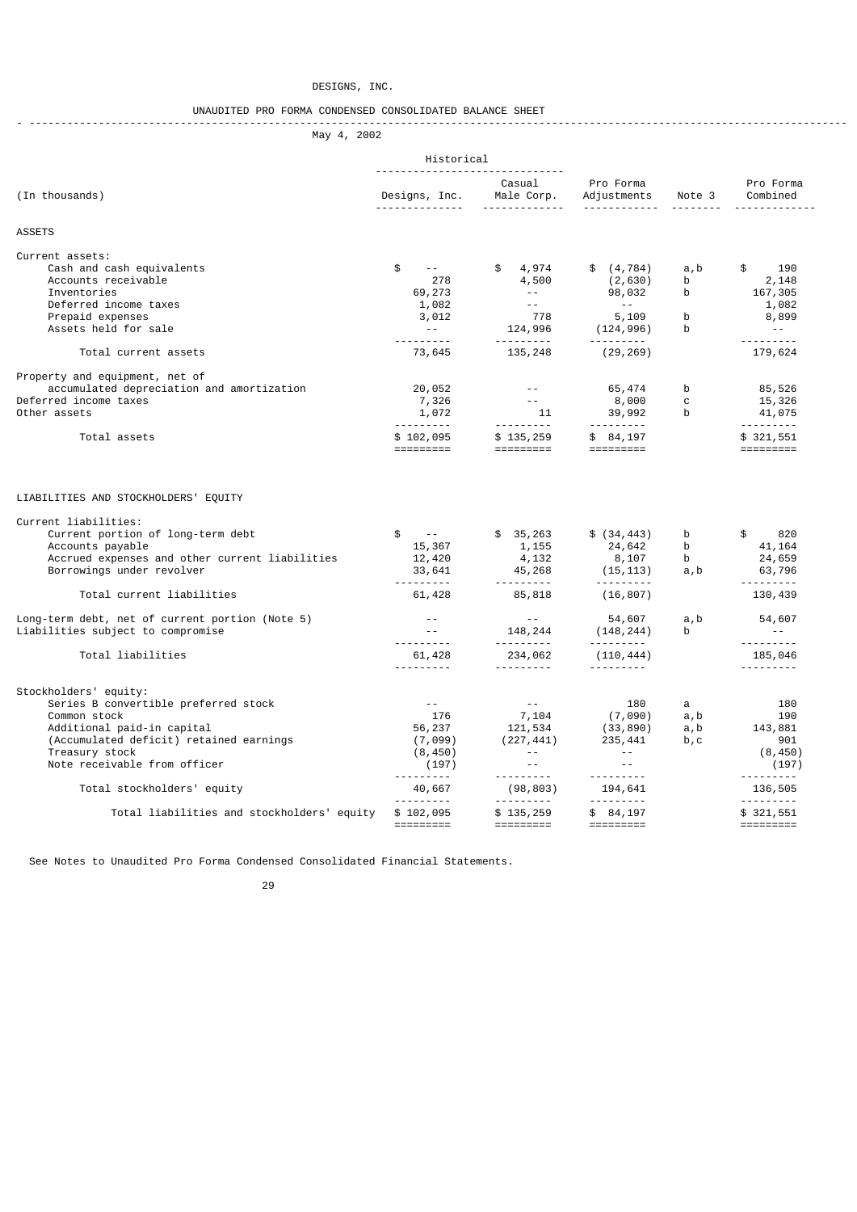DESIGNS, INC.

UNAUDITED PRO FORMA CONDENSED CONSOLIDATED BALANCE SHEET

May 4, 2002

| (In thousands) | Historical Designs, Inc. | Historical Casual Male Corp. | Pro Forma Adjustments | Note 3 | Pro Forma Combined |
|---|---|---|---|---|---|
| ASSETS | | | | | |
| Current assets: | | | | | |
| Cash and cash equivalents | $ -- | $ 4,974 | $ (4,784) | a,b | $ 190 |
| Accounts receivable | 278 | 4,500 | (2,630) | b | 2,148 |
| Inventories | 69,273 | -- | 98,032 | b | 167,305 |
| Deferred income taxes | 1,082 | -- | -- | | 1,082 |
| Prepaid expenses | 3,012 | 778 | 5,109 | b | 8,899 |
| Assets held for sale | -- | 124,996 | (124,996) | b | -- |
| Total current assets | 73,645 | 135,248 | (29,269) | | 179,624 |
| Property and equipment, net of accumulated depreciation and amortization | 20,052 | -- | 65,474 | b | 85,526 |
| Deferred income taxes | 7,326 | -- | 8,000 | c | 15,326 |
| Other assets | 1,072 | 11 | 39,992 | b | 41,075 |
| Total assets | $ 102,095 | $ 135,259 | $ 84,197 | | $ 321,551 |
| LIABILITIES AND STOCKHOLDERS' EQUITY | | | | | |
| Current liabilities: | | | | | |
| Current portion of long-term debt | $ -- | $ 35,263 | $ (34,443) | b | $ 820 |
| Accounts payable | 15,367 | 1,155 | 24,642 | b | 41,164 |
| Accrued expenses and other current liabilities | 12,420 | 4,132 | 8,107 | b | 24,659 |
| Borrowings under revolver | 33,641 | 45,268 | (15,113) | a,b | 63,796 |
| Total current liabilities | 61,428 | 85,818 | (16,807) | | 130,439 |
| Long-term debt, net of current portion (Note 5) | -- | -- | 54,607 | a,b | 54,607 |
| Liabilities subject to compromise | -- | 148,244 | (148,244) | b | -- |
| Total liabilities | 61,428 | 234,062 | (110,444) | | 185,046 |
| Stockholders' equity: | | | | | |
| Series B convertible preferred stock | -- | -- | 180 | a | 180 |
| Common stock | 176 | 7,104 | (7,090) | a,b | 190 |
| Additional paid-in capital | 56,237 | 121,534 | (33,890) | a,b | 143,881 |
| (Accumulated deficit) retained earnings | (7,099) | (227,441) | 235,441 | b,c | 901 |
| Treasury stock | (8,450) | -- | -- | | (8,450) |
| Note receivable from officer | (197) | -- | -- | | (197) |
| Total stockholders' equity | 40,667 | (98,803) | 194,641 | | 136,505 |
| Total liabilities and stockholders' equity | $ 102,095 | $ 135,259 | $ 84,197 | | $ 321,551 |

See Notes to Unaudited Pro Forma Condensed Consolidated Financial Statements.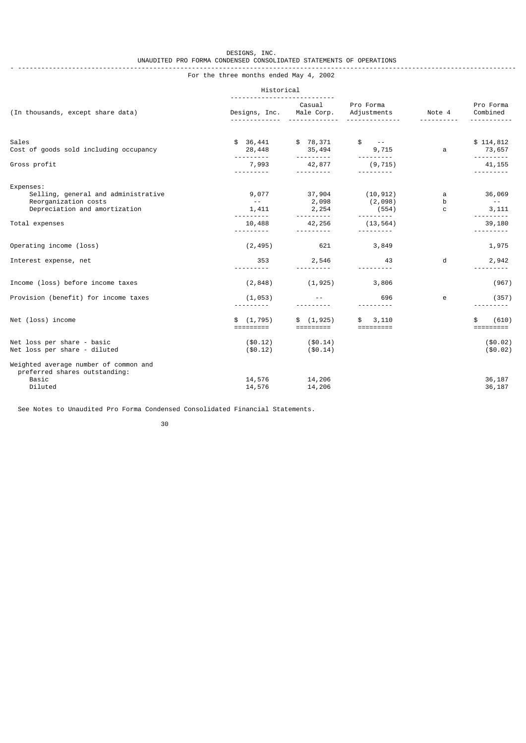DESIGNS, INC.
UNAUDITED PRO FORMA CONDENSED CONSOLIDATED STATEMENTS OF OPERATIONS

For the three months ended May 4, 2002

| (In thousands, except share data) | Historical | | Pro Forma Adjustments | Note 4 | Pro Forma Combined |
|---|---|---|---|---|---|
| | Designs, Inc. | Casual Male Corp. | | | |
| Sales | $ 36,441 | $ 78,371 | $ -- | | $ 114,812 |
| Cost of goods sold including occupancy | 28,448 | 35,494 | 9,715 | a | 73,657 |
| Gross profit | 7,993 | 42,877 | (9,715) | | 41,155 |
| Expenses: | | | | | |
| Selling, general and administrative | 9,077 | 37,904 | (10,912) | a | 36,069 |
| Reorganization costs | -- | 2,098 | (2,098) | b | -- |
| Depreciation and amortization | 1,411 | 2,254 | (554) | c | 3,111 |
| Total expenses | 10,488 | 42,256 | (13,564) | | 39,180 |
| Operating income (loss) | (2,495) | 621 | 3,849 | | 1,975 |
| Interest expense, net | 353 | 2,546 | 43 | d | 2,942 |
| Income (loss) before income taxes | (2,848) | (1,925) | 3,806 | | (967) |
| Provision (benefit) for income taxes | (1,053) | -- | 696 | e | (357) |
| Net (loss) income | $ (1,795) | $ (1,925) | $ 3,110 | | $ (610) |
| Net loss per share - basic | ($0.12) | ($0.14) | | | ($0.02) |
| Net loss per share - diluted | ($0.12) | ($0.14) | | | ($0.02) |
| Weighted average number of common and preferred shares outstanding: | | | | | |
| Basic | 14,576 | 14,206 | | | 36,187 |
| Diluted | 14,576 | 14,206 | | | 36,187 |

See Notes to Unaudited Pro Forma Condensed Consolidated Financial Statements.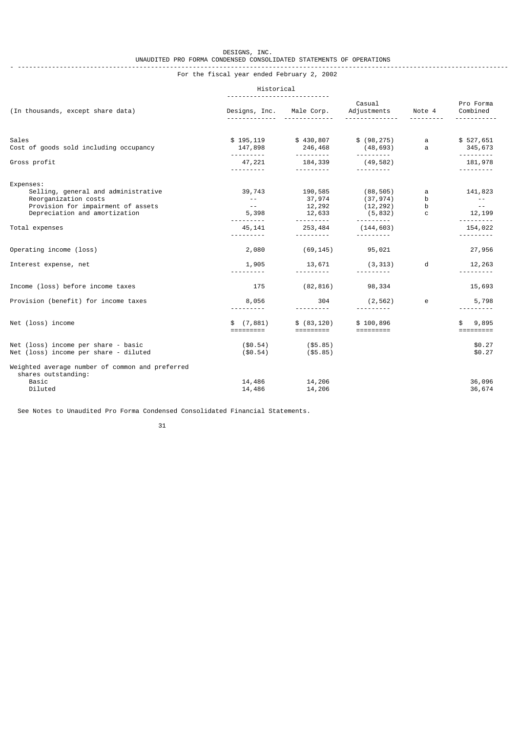DESIGNS, INC.
UNAUDITED PRO FORMA CONDENSED CONSOLIDATED STATEMENTS OF OPERATIONS

For the fiscal year ended February 2, 2002

| (In thousands, except share data) | Historical | | Casual Adjustments | Note 4 | Pro Forma Combined |
|---|---|---|---|---|---|
| | Designs, Inc. | Male Corp. | | | |
| Sales | $ 195,119 | $ 430,807 | $ (98,275) | a | $ 527,651 |
| Cost of goods sold including occupancy | 147,898 | 246,468 | (48,693) | a | 345,673 |
| Gross profit | 47,221 | 184,339 | (49,582) | | 181,978 |
| Expenses: | | | | | |
| Selling, general and administrative | 39,743 | 190,585 | (88,505) | a | 141,823 |
| Reorganization costs | -- | 37,974 | (37,974) | b | -- |
| Provision for impairment of assets | -- | 12,292 | (12,292) | b | -- |
| Depreciation and amortization | 5,398 | 12,633 | (5,832) | c | 12,199 |
| Total expenses | 45,141 | 253,484 | (144,603) | | 154,022 |
| Operating income (loss) | 2,080 | (69,145) | 95,021 | | 27,956 |
| Interest expense, net | 1,905 | 13,671 | (3,313) | d | 12,263 |
| Income (loss) before income taxes | 175 | (82,816) | 98,334 | | 15,693 |
| Provision (benefit) for income taxes | 8,056 | 304 | (2,562) | e | 5,798 |
| Net (loss) income | $ (7,881) | $ (83,120) | $ 100,896 | | $ 9,895 |
| Net (loss) income per share - basic | ($0.54) | ($5.85) | | | $0.27 |
| Net (loss) income per share - diluted | ($0.54) | ($5.85) | | | $0.27 |
| Weighted average number of common and preferred shares outstanding: | | | | | |
| Basic | 14,486 | 14,206 | | | 36,096 |
| Diluted | 14,486 | 14,206 | | | 36,674 |

See Notes to Unaudited Pro Forma Condensed Consolidated Financial Statements.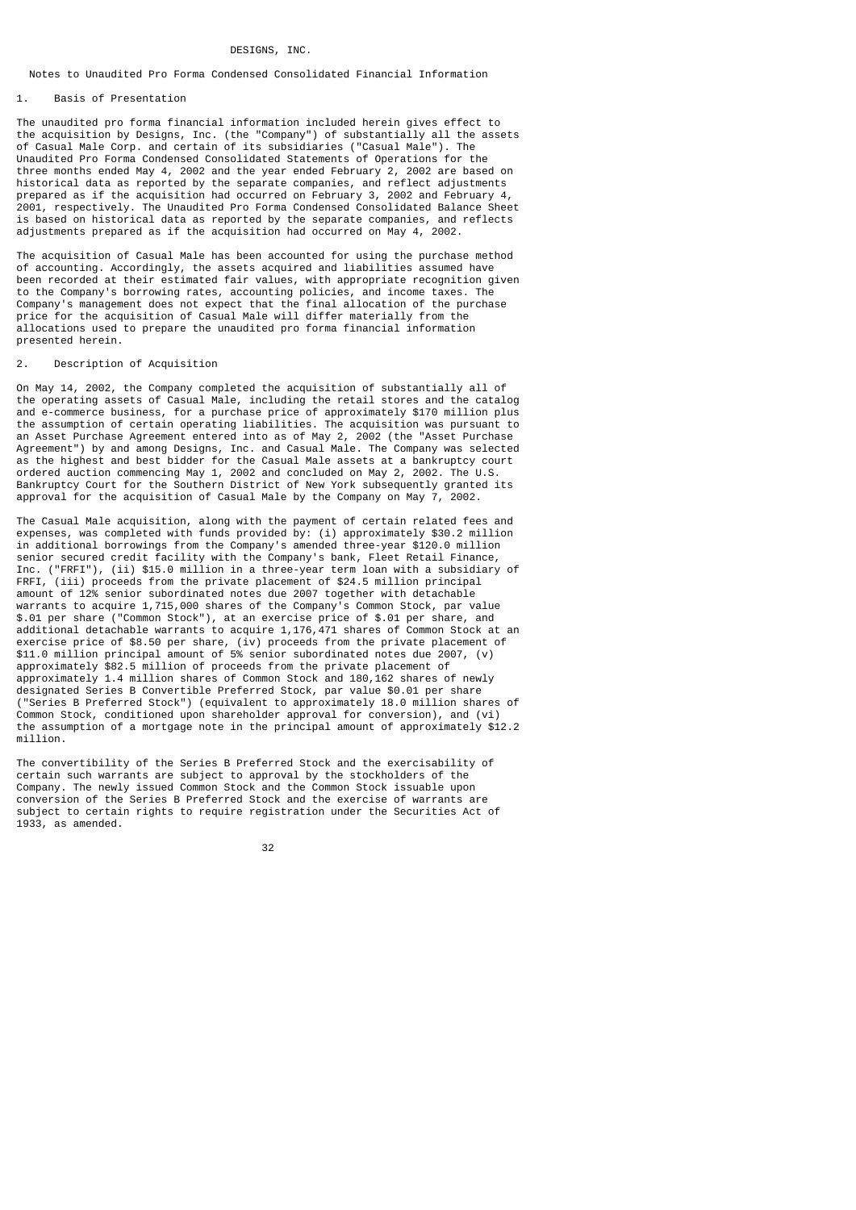DESIGNS, INC.

## Notes to Unaudited Pro Forma Condensed Consolidated Financial Information

### 1. Basis of Presentation

The unaudited pro forma financial information included herein gives effect to the acquisition by Designs, Inc. (the "Company") of substantially all the assets of Casual Male Corp. and certain of its subsidiaries ("Casual Male"). The Unaudited Pro Forma Condensed Consolidated Statements of Operations for the three months ended May 4, 2002 and the year ended February 2, 2002 are based on historical data as reported by the separate companies, and reflect adjustments prepared as if the acquisition had occurred on February 3, 2002 and February 4, 2001, respectively. The Unaudited Pro Forma Condensed Consolidated Balance Sheet is based on historical data as reported by the separate companies, and reflects adjustments prepared as if the acquisition had occurred on May 4, 2002.

The acquisition of Casual Male has been accounted for using the purchase method of accounting. Accordingly, the assets acquired and liabilities assumed have been recorded at their estimated fair values, with appropriate recognition given to the Company's borrowing rates, accounting policies, and income taxes. The Company's management does not expect that the final allocation of the purchase price for the acquisition of Casual Male will differ materially from the allocations used to prepare the unaudited pro forma financial information presented herein.

### 2. Description of Acquisition

On May 14, 2002, the Company completed the acquisition of substantially all of the operating assets of Casual Male, including the retail stores and the catalog and e-commerce business, for a purchase price of approximately $170 million plus the assumption of certain operating liabilities. The acquisition was pursuant to an Asset Purchase Agreement entered into as of May 2, 2002 (the "Asset Purchase Agreement") by and among Designs, Inc. and Casual Male. The Company was selected as the highest and best bidder for the Casual Male assets at a bankruptcy court ordered auction commencing May 1, 2002 and concluded on May 2, 2002. The U.S. Bankruptcy Court for the Southern District of New York subsequently granted its approval for the acquisition of Casual Male by the Company on May 7, 2002.

The Casual Male acquisition, along with the payment of certain related fees and expenses, was completed with funds provided by: (i) approximately $30.2 million in additional borrowings from the Company's amended three-year $120.0 million senior secured credit facility with the Company's bank, Fleet Retail Finance, Inc. ("FRFI"), (ii) $15.0 million in a three-year term loan with a subsidiary of FRFI, (iii) proceeds from the private placement of $24.5 million principal amount of 12% senior subordinated notes due 2007 together with detachable warrants to acquire 1,715,000 shares of the Company's Common Stock, par value $.01 per share ("Common Stock"), at an exercise price of $.01 per share, and additional detachable warrants to acquire 1,176,471 shares of Common Stock at an exercise price of $8.50 per share, (iv) proceeds from the private placement of $11.0 million principal amount of 5% senior subordinated notes due 2007, (v) approximately $82.5 million of proceeds from the private placement of approximately 1.4 million shares of Common Stock and 180,162 shares of newly designated Series B Convertible Preferred Stock, par value $0.01 per share ("Series B Preferred Stock") (equivalent to approximately 18.0 million shares of Common Stock, conditioned upon shareholder approval for conversion), and (vi) the assumption of a mortgage note in the principal amount of approximately $12.2 million.

The convertibility of the Series B Preferred Stock and the exercisability of certain such warrants are subject to approval by the stockholders of the Company. The newly issued Common Stock and the Common Stock issuable upon conversion of the Series B Preferred Stock and the exercise of warrants are subject to certain rights to require registration under the Securities Act of 1933, as amended.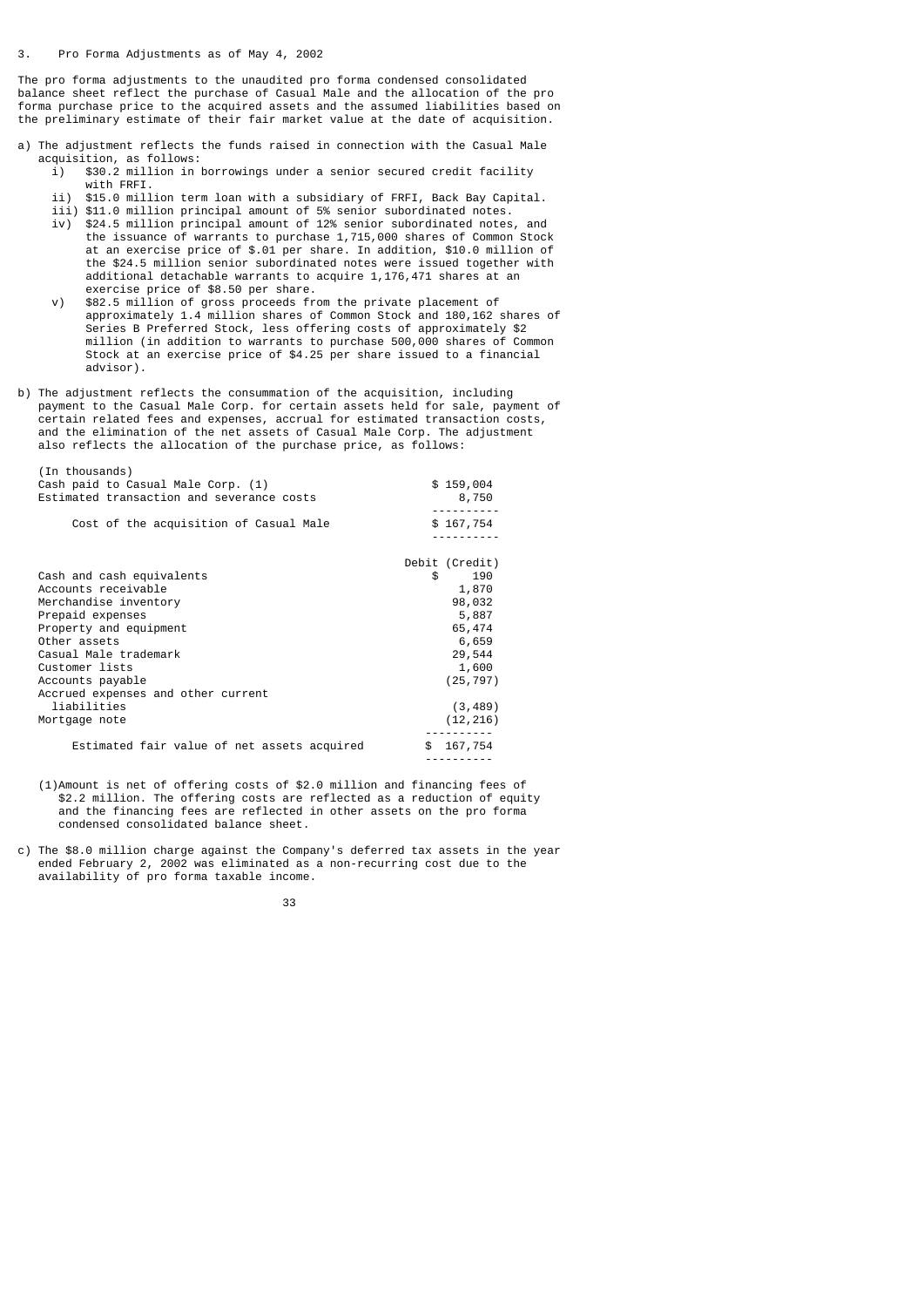3. Pro Forma Adjustments as of May 4, 2002

The pro forma adjustments to the unaudited pro forma condensed consolidated balance sheet reflect the purchase of Casual Male and the allocation of the pro forma purchase price to the acquired assets and the assumed liabilities based on the preliminary estimate of their fair market value at the date of acquisition.

a) The adjustment reflects the funds raised in connection with the Casual Male acquisition, as follows:
   i) $30.2 million in borrowings under a senior secured credit facility with FRFI.
   ii) $15.0 million term loan with a subsidiary of FRFI, Back Bay Capital.
   iii) $11.0 million principal amount of 5% senior subordinated notes.
   iv) $24.5 million principal amount of 12% senior subordinated notes, and the issuance of warrants to purchase 1,715,000 shares of Common Stock at an exercise price of $.01 per share. In addition, $10.0 million of the $24.5 million senior subordinated notes were issued together with additional detachable warrants to acquire 1,176,471 shares at an exercise price of $8.50 per share.
   v) $82.5 million of gross proceeds from the private placement of approximately 1.4 million shares of Common Stock and 180,162 shares of Series B Preferred Stock, less offering costs of approximately $2 million (in addition to warrants to purchase 500,000 shares of Common Stock at an exercise price of $4.25 per share issued to a financial advisor).

b) The adjustment reflects the consummation of the acquisition, including payment to the Casual Male Corp. for certain assets held for sale, payment of certain related fees and expenses, accrual for estimated transaction costs, and the elimination of the net assets of Casual Male Corp. The adjustment also reflects the allocation of the purchase price, as follows:

| (In thousands) | |
|---|---|
| Cash paid to Casual Male Corp. (1) | $ 159,004 |
| Estimated transaction and severance costs | 8,750 |
| Cost of the acquisition of Casual Male | $ 167,754 |

| | Debit (Credit) |
|---|---|
| Cash and cash equivalents | $ 190 |
| Accounts receivable | 1,870 |
| Merchandise inventory | 98,032 |
| Prepaid expenses | 5,887 |
| Property and equipment | 65,474 |
| Other assets | 6,659 |
| Casual Male trademark | 29,544 |
| Customer lists | 1,600 |
| Accounts payable | (25,797) |
| Accrued expenses and other current liabilities | (3,489) |
| Mortgage note | (12,216) |
| Estimated fair value of net assets acquired | $ 167,754 |

(1) Amount is net of offering costs of $2.0 million and financing fees of $2.2 million. The offering costs are reflected as a reduction of equity and the financing fees are reflected in other assets on the pro forma condensed consolidated balance sheet.

c) The $8.0 million charge against the Company's deferred tax assets in the year ended February 2, 2002 was eliminated as a non-recurring cost due to the availability of pro forma taxable income.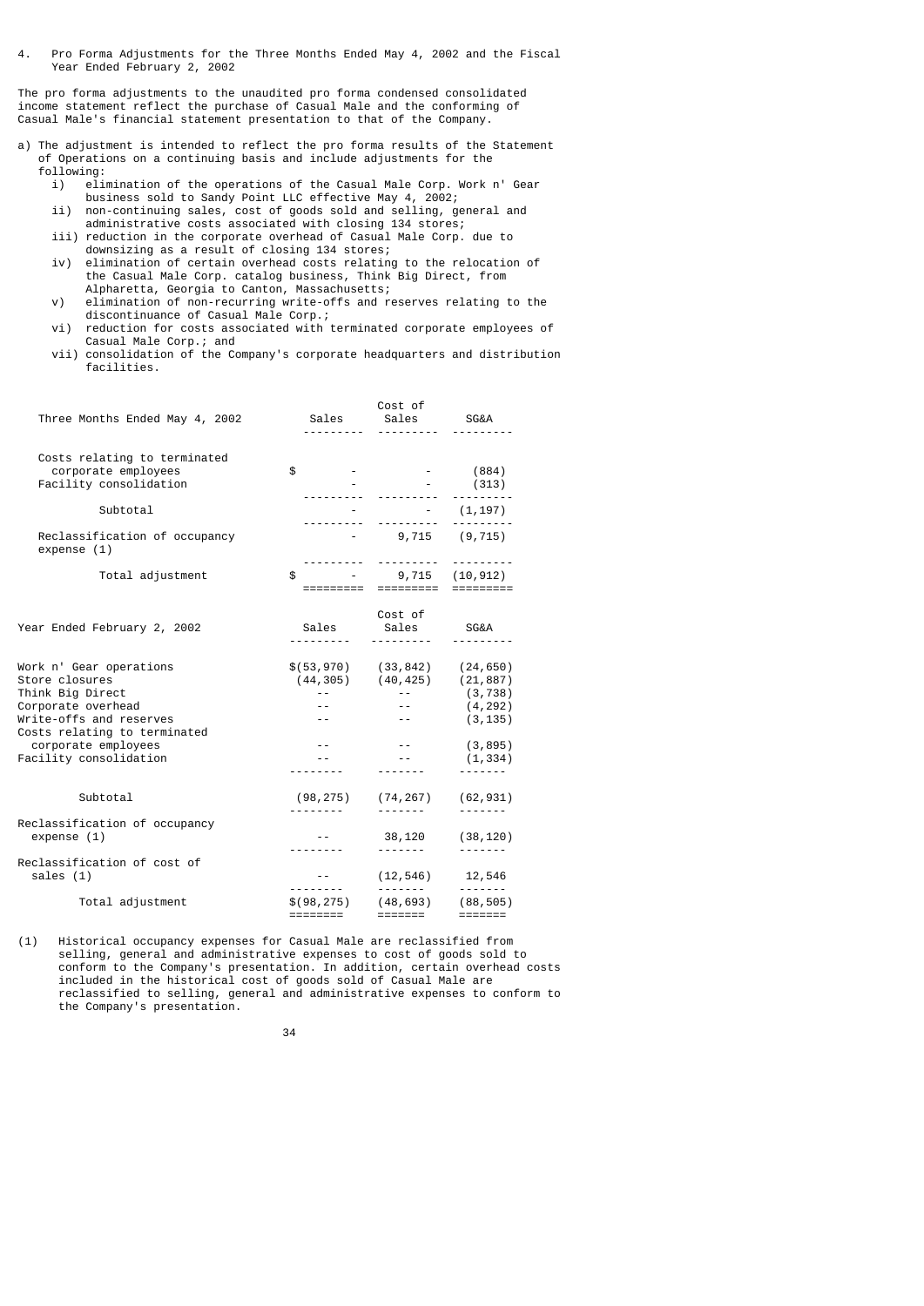4. Pro Forma Adjustments for the Three Months Ended May 4, 2002 and the Fiscal Year Ended February 2, 2002

The pro forma adjustments to the unaudited pro forma condensed consolidated income statement reflect the purchase of Casual Male and the conforming of Casual Male's financial statement presentation to that of the Company.

a) The adjustment is intended to reflect the pro forma results of the Statement of Operations on a continuing basis and include adjustments for the following:
   i) elimination of the operations of the Casual Male Corp. Work n' Gear business sold to Sandy Point LLC effective May 4, 2002;
   ii) non-continuing sales, cost of goods sold and selling, general and administrative costs associated with closing 134 stores;
   iii) reduction in the corporate overhead of Casual Male Corp. due to downsizing as a result of closing 134 stores;
   iv) elimination of certain overhead costs relating to the relocation of the Casual Male Corp. catalog business, Think Big Direct, from Alpharetta, Georgia to Canton, Massachusetts;
   v) elimination of non-recurring write-offs and reserves relating to the discontinuance of Casual Male Corp.;
   vi) reduction for costs associated with terminated corporate employees of Casual Male Corp.; and
   vii) consolidation of the Company's corporate headquarters and distribution facilities.

| Three Months Ended May 4, 2002 | Sales | Cost of Sales | SG&A |
|---|---|---|---|
| Costs relating to terminated corporate employees | $ - | - | (884) |
| Facility consolidation | - | - | (313) |
| Subtotal | - | - | (1,197) |
| Reclassification of occupancy expense (1) | - | 9,715 | (9,715) |
| Total adjustment | $ - | 9,715 | (10,912) |

| Year Ended February 2, 2002 | Sales | Cost of Sales | SG&A |
|---|---|---|---|
| Work n' Gear operations | $(53,970) | (33,842) | (24,650) |
| Store closures | (44,305) | (40,425) | (21,887) |
| Think Big Direct | -- | -- | (3,738) |
| Corporate overhead | -- | -- | (4,292) |
| Write-offs and reserves | -- | -- | (3,135) |
| Costs relating to terminated corporate employees | -- | -- | (3,895) |
| Facility consolidation | -- | -- | (1,334) |
| Subtotal | (98,275) | (74,267) | (62,931) |
| Reclassification of occupancy expense (1) | -- | 38,120 | (38,120) |
| Reclassification of cost of sales (1) | -- | (12,546) | 12,546 |
| Total adjustment | $(98,275) | (48,693) | (88,505) |

(1) Historical occupancy expenses for Casual Male are reclassified from selling, general and administrative expenses to cost of goods sold to conform to the Company's presentation. In addition, certain overhead costs included in the historical cost of goods sold of Casual Male are reclassified to selling, general and administrative expenses to conform to the Company's presentation.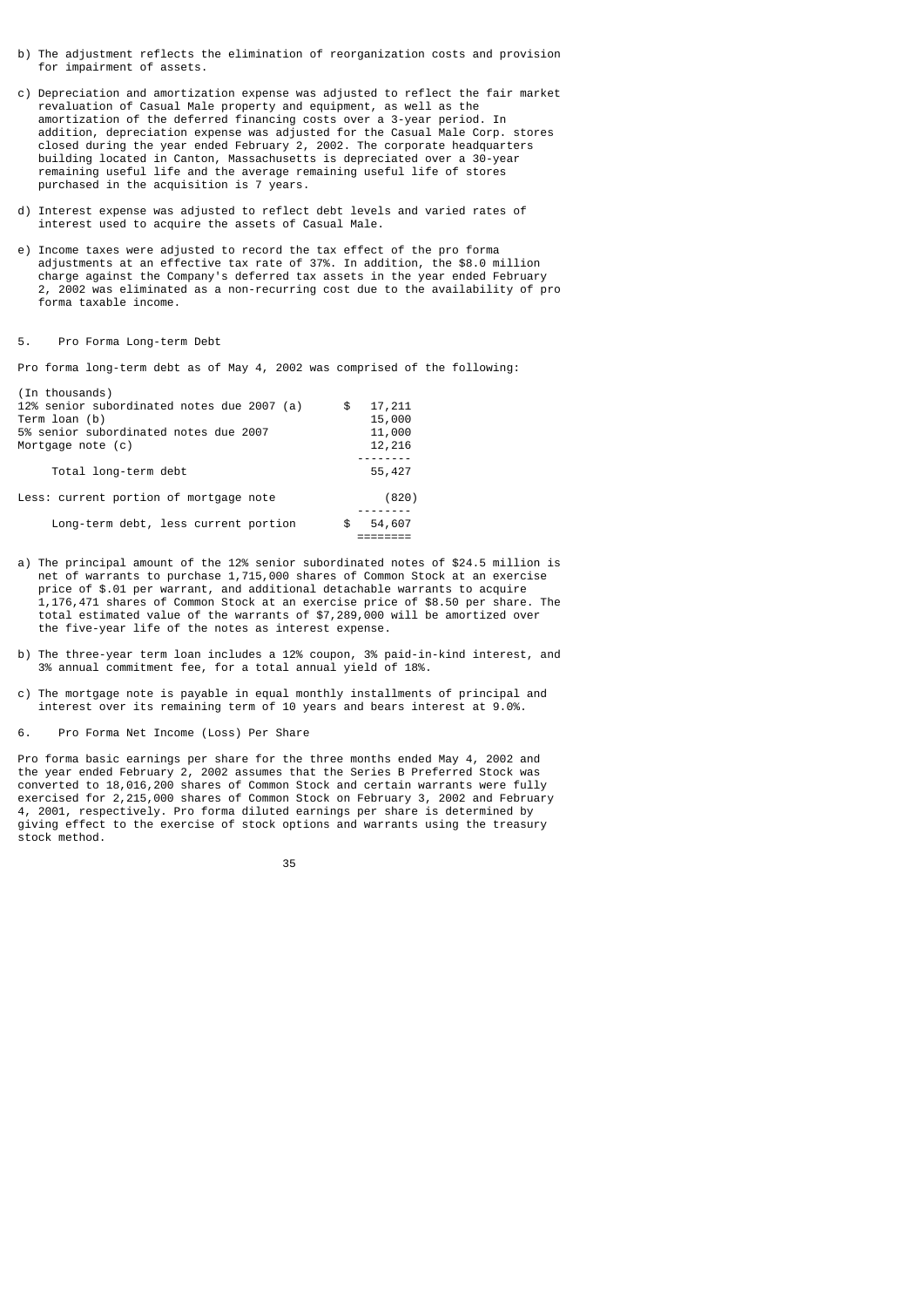b) The adjustment reflects the elimination of reorganization costs and provision for impairment of assets.

c) Depreciation and amortization expense was adjusted to reflect the fair market revaluation of Casual Male property and equipment, as well as the amortization of the deferred financing costs over a 3-year period. In addition, depreciation expense was adjusted for the Casual Male Corp. stores closed during the year ended February 2, 2002. The corporate headquarters building located in Canton, Massachusetts is depreciated over a 30-year remaining useful life and the average remaining useful life of stores purchased in the acquisition is 7 years.

d) Interest expense was adjusted to reflect debt levels and varied rates of interest used to acquire the assets of Casual Male.

e) Income taxes were adjusted to record the tax effect of the pro forma adjustments at an effective tax rate of 37%. In addition, the $8.0 million charge against the Company's deferred tax assets in the year ended February 2, 2002 was eliminated as a non-recurring cost due to the availability of pro forma taxable income.

## 5. Pro Forma Long-term Debt

Pro forma long-term debt as of May 4, 2002 was comprised of the following:

| (In thousands) | |
|---|---|
| 12% senior subordinated notes due 2007 (a) | $ 17,211 |
| Term loan (b) | 15,000 |
| 5% senior subordinated notes due 2007 | 11,000 |
| Mortgage note (c) | 12,216 |
| Total long-term debt | 55,427 |
| Less: current portion of mortgage note | (820) |
| Long-term debt, less current portion | $ 54,607 |

a) The principal amount of the 12% senior subordinated notes of $24.5 million is net of warrants to purchase 1,715,000 shares of Common Stock at an exercise price of $.01 per warrant, and additional detachable warrants to acquire 1,176,471 shares of Common Stock at an exercise price of $8.50 per share. The total estimated value of the warrants of $7,289,000 will be amortized over the five-year life of the notes as interest expense.

b) The three-year term loan includes a 12% coupon, 3% paid-in-kind interest, and 3% annual commitment fee, for a total annual yield of 18%.

c) The mortgage note is payable in equal monthly installments of principal and interest over its remaining term of 10 years and bears interest at 9.0%.

## 6. Pro Forma Net Income (Loss) Per Share

Pro forma basic earnings per share for the three months ended May 4, 2002 and the year ended February 2, 2002 assumes that the Series B Preferred Stock was converted to 18,016,200 shares of Common Stock and certain warrants were fully exercised for 2,215,000 shares of Common Stock on February 3, 2002 and February 4, 2001, respectively. Pro forma diluted earnings per share is determined by giving effect to the exercise of stock options and warrants using the treasury stock method.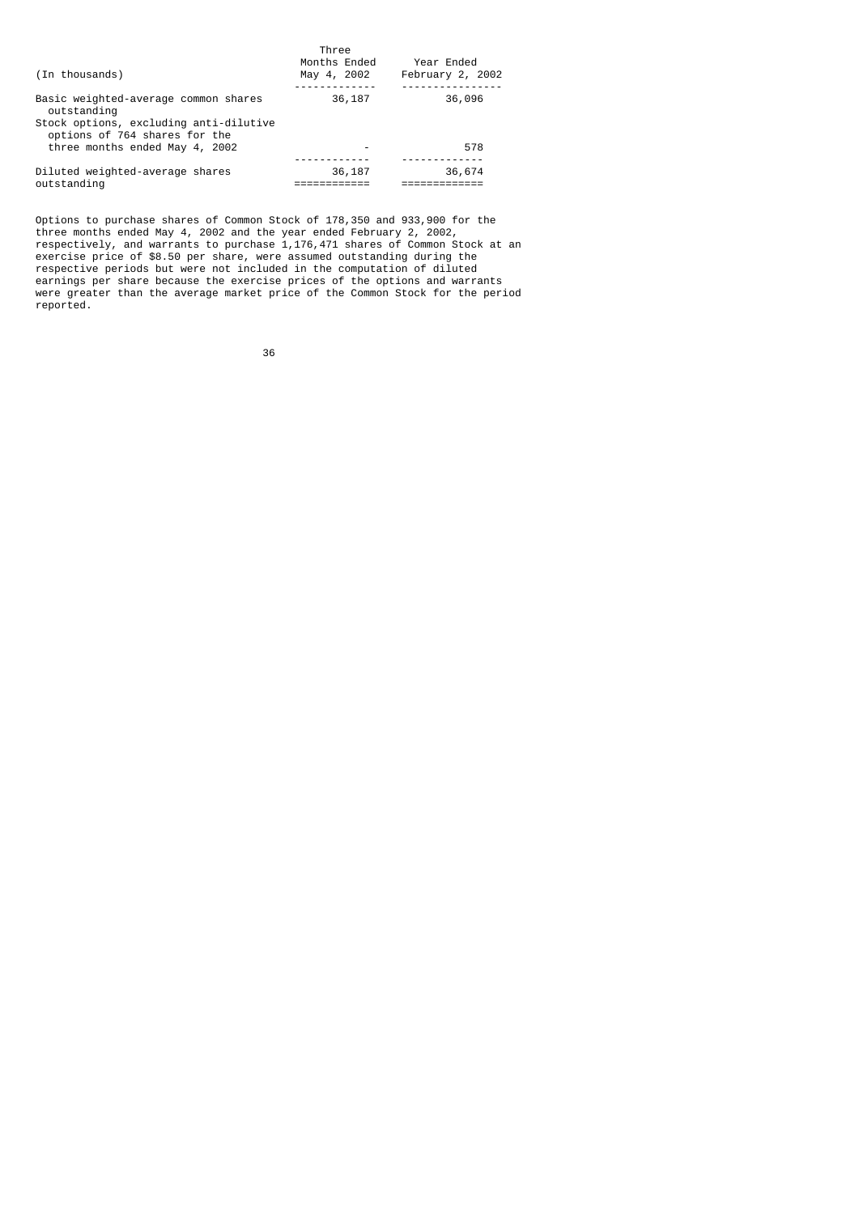| (In thousands) | Three Months Ended May 4, 2002 | Year Ended February 2, 2002 |
|---|---|---|
| Basic weighted-average common shares outstanding | 36,187 | 36,096 |
| Stock options, excluding anti-dilutive options of 764 shares for the three months ended May 4, 2002 | - | 578 |
| Diluted weighted-average shares outstanding | 36,187 | 36,674 |

Options to purchase shares of Common Stock of 178,350 and 933,900 for the three months ended May 4, 2002 and the year ended February 2, 2002, respectively, and warrants to purchase 1,176,471 shares of Common Stock at an exercise price of $8.50 per share, were assumed outstanding during the respective periods but were not included in the computation of diluted earnings per share because the exercise prices of the options and warrants were greater than the average market price of the Common Stock for the period reported.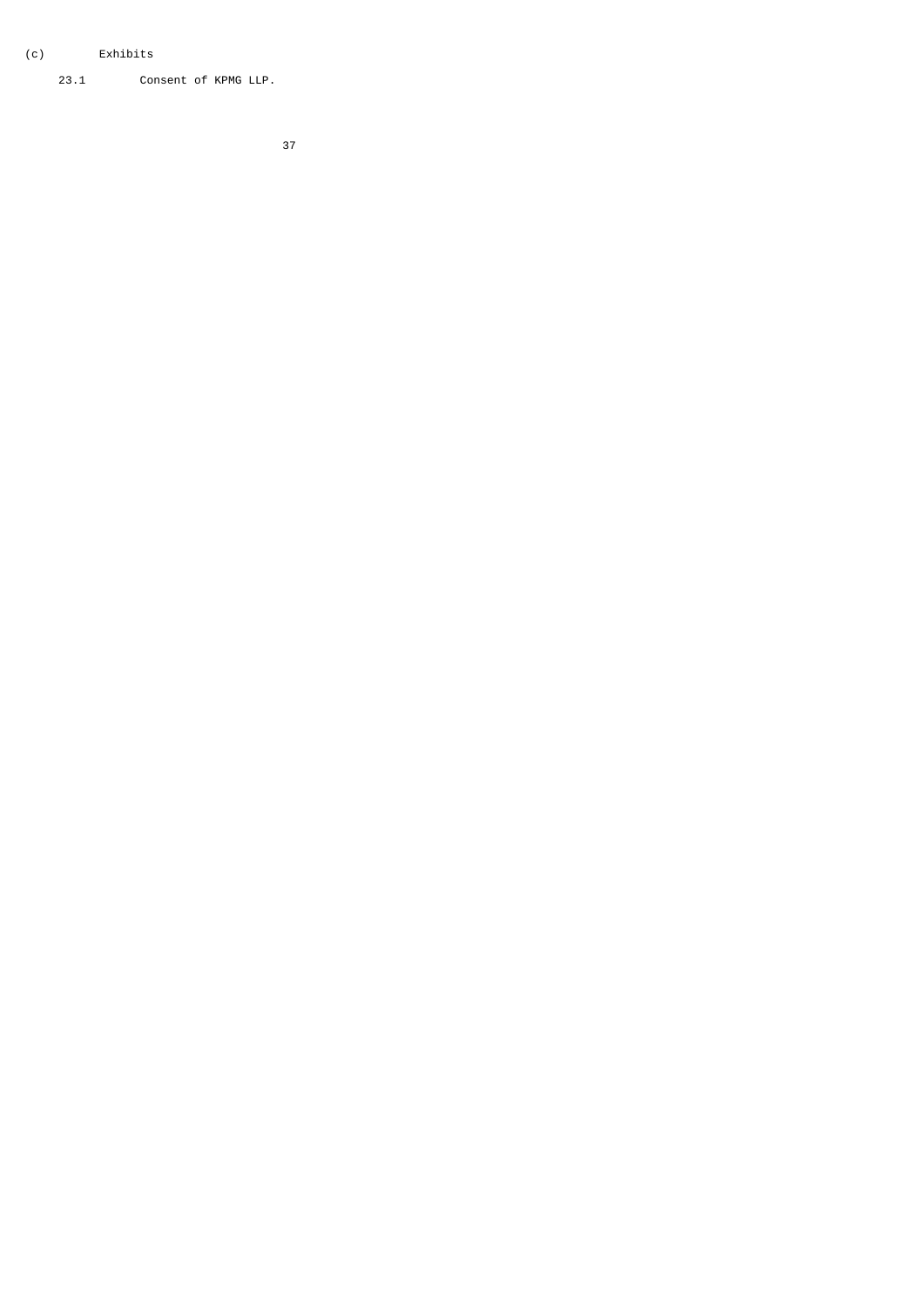(c) Exhibits

23.1 Consent of KPMG LLP.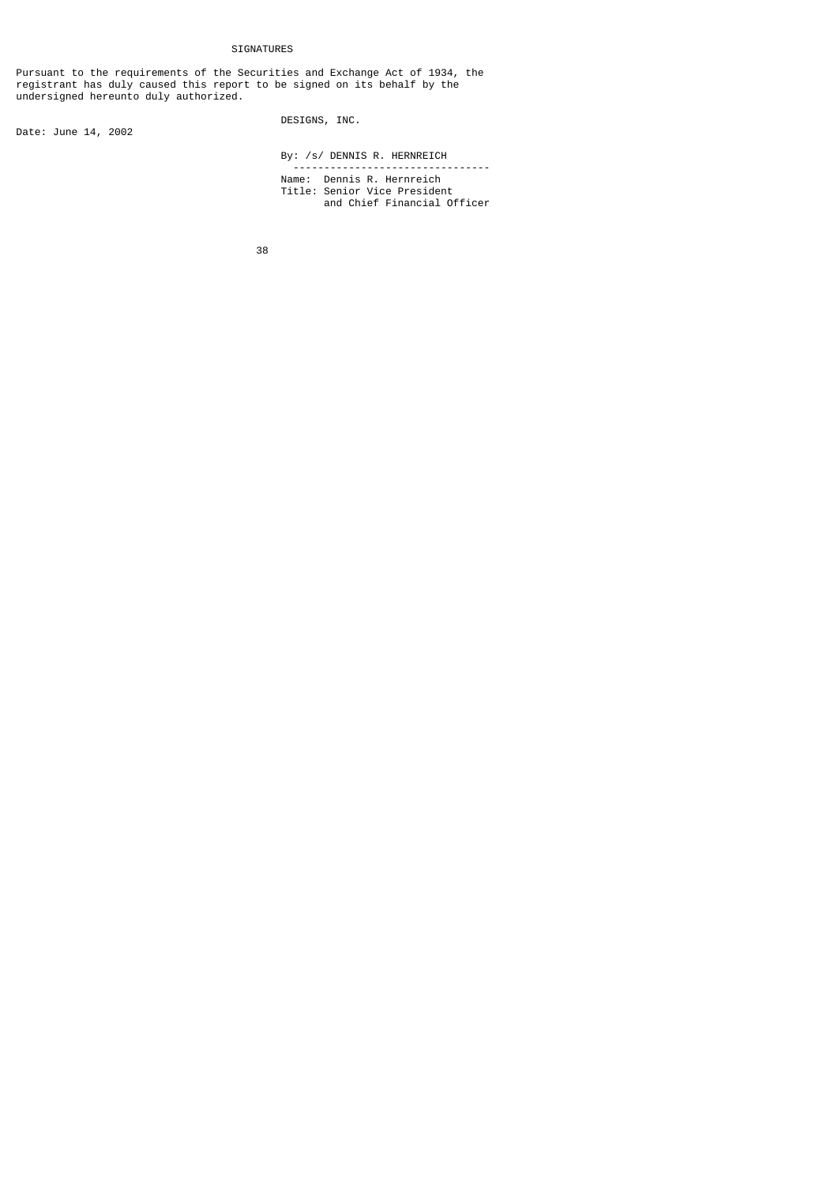## SIGNATURES

Pursuant to the requirements of the Securities and Exchange Act of 1934, the registrant has duly caused this report to be signed on its behalf by the undersigned hereunto duly authorized.

DESIGNS, INC.

Date: June 14, 2002

By: /s/ DENNIS R. HERNREICH

---

Name: Dennis R. Hernreich
Title: Senior Vice President
and Chief Financial Officer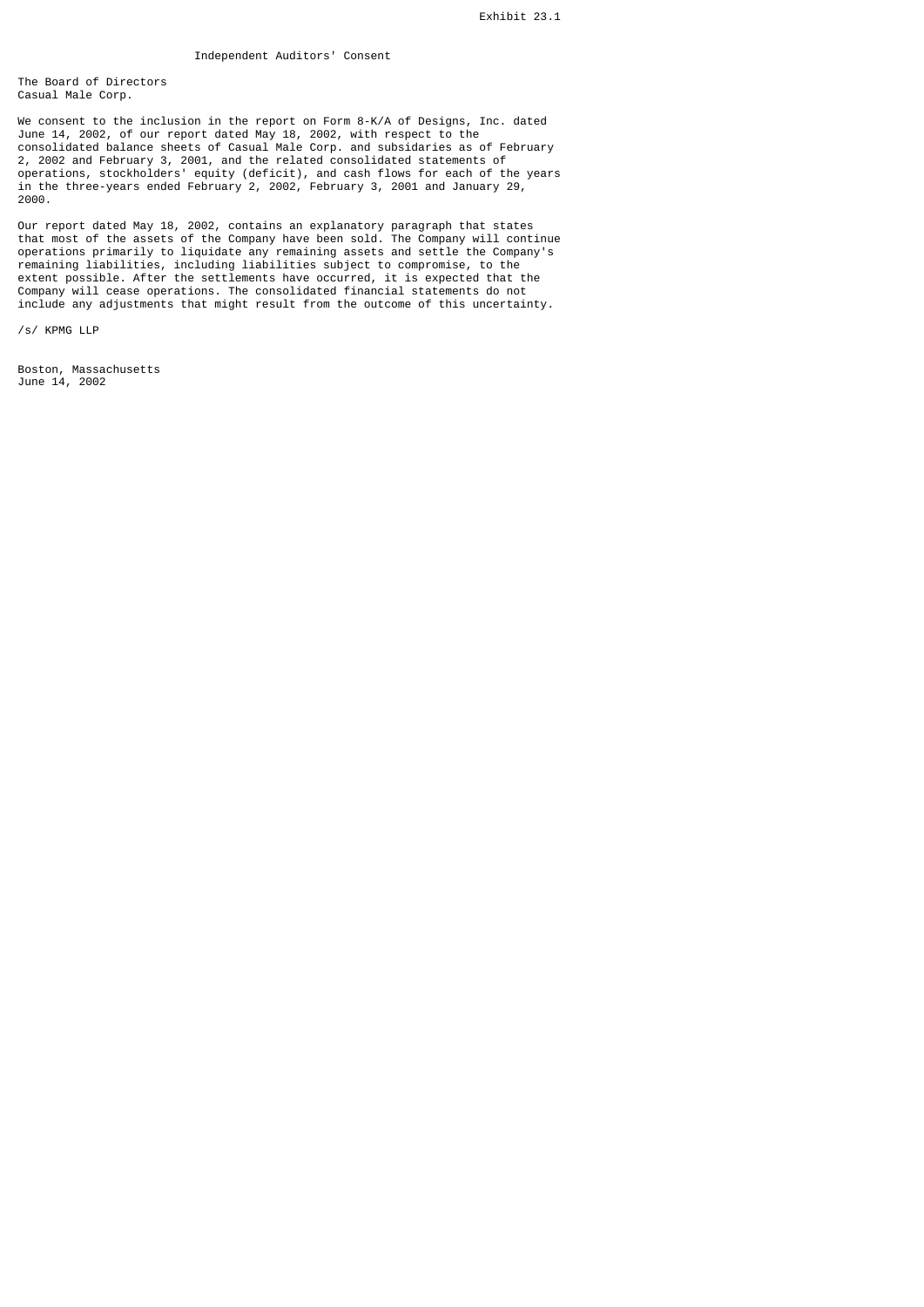Exhibit 23.1

# Independent Auditors' Consent

The Board of Directors
Casual Male Corp.

We consent to the inclusion in the report on Form 8-K/A of Designs, Inc. dated June 14, 2002, of our report dated May 18, 2002, with respect to the consolidated balance sheets of Casual Male Corp. and subsidaries as of February 2, 2002 and February 3, 2001, and the related consolidated statements of operations, stockholders' equity (deficit), and cash flows for each of the years in the three-years ended February 2, 2002, February 3, 2001 and January 29, 2000.

Our report dated May 18, 2002, contains an explanatory paragraph that states that most of the assets of the Company have been sold. The Company will continue operations primarily to liquidate any remaining assets and settle the Company's remaining liabilities, including liabilities subject to compromise, to the extent possible. After the settlements have occurred, it is expected that the Company will cease operations. The consolidated financial statements do not include any adjustments that might result from the outcome of this uncertainty.

/s/ KPMG LLP

Boston, Massachusetts
June 14, 2002